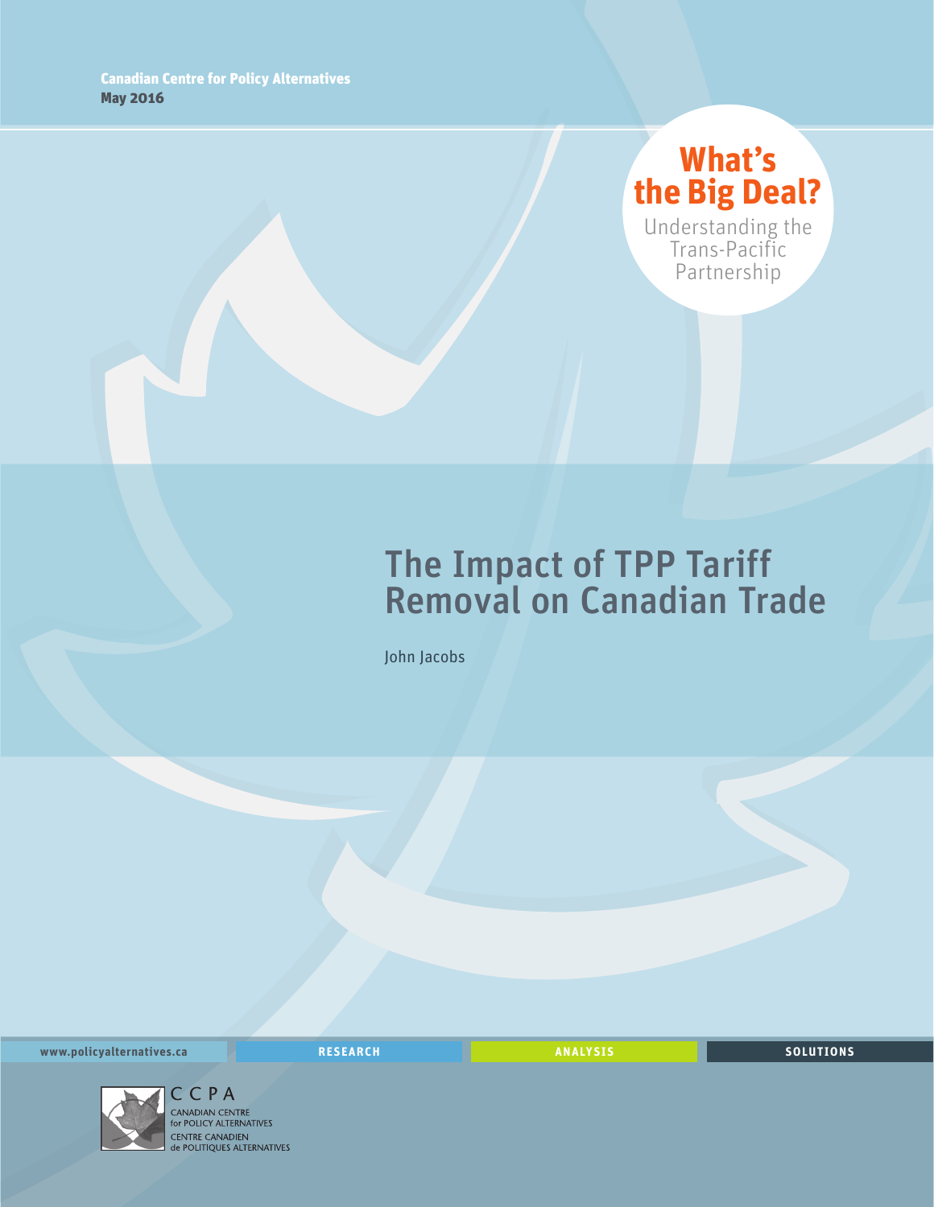Canadian Centre for Policy Alternatives
**May 2016**

**What's the Big Deal?**
Understanding the Trans-Pacific Partnership

# The Impact of TPP Tariff Removal on Canadian Trade

John Jacobs

www.policyalternatives.ca | RESEARCH | ANALYSIS | SOLUTIONS

CCPA
CANADIAN CENTRE for POLICY ALTERNATIVES
CENTRE CANADIEN de POLITIQUES ALTERNATIVES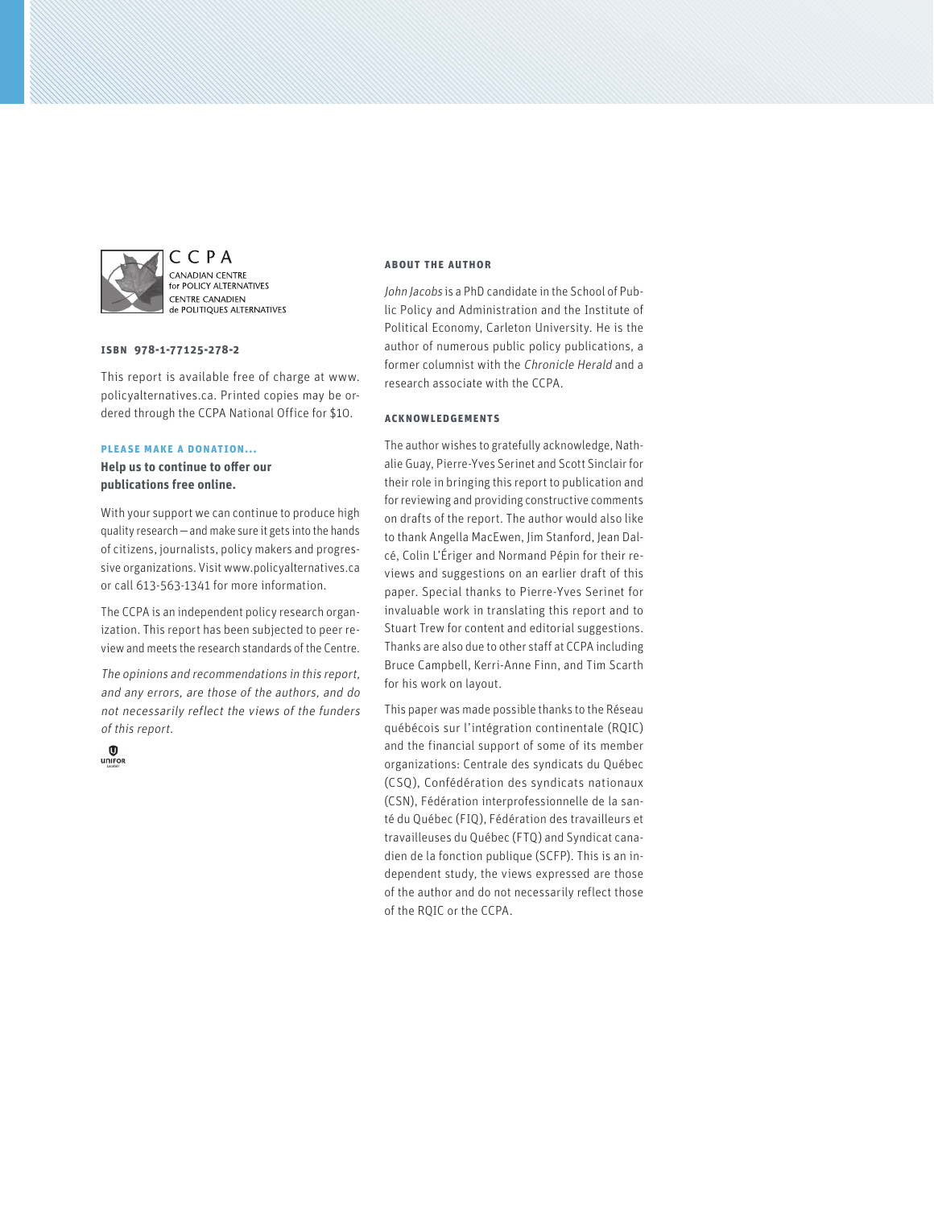CCPA
CANADIAN CENTRE for POLICY ALTERNATIVES
CENTRE CANADIEN de POLITIQUES ALTERNATIVES

**ISBN 978-1-77125-278-2**

This report is available free of charge at www.policyalternatives.ca. Printed copies may be ordered through the CCPA National Office for $10.

**PLEASE MAKE A DONATION...**

**Help us to continue to offer our publications free online.**

With your support we can continue to produce high quality research — and make sure it gets into the hands of citizens, journalists, policy makers and progressive organizations. Visit www.policyalternatives.ca or call 613-563-1341 for more information.

The CCPA is an independent policy research organization. This report has been subjected to peer review and meets the research standards of the Centre.

*The opinions and recommendations in this report, and any errors, are those of the authors, and do not necessarily reflect the views of the funders of this report.*

UNIFOR

### ABOUT THE AUTHOR

*John Jacobs* is a PhD candidate in the School of Public Policy and Administration and the Institute of Political Economy, Carleton University. He is the author of numerous public policy publications, a former columnist with the *Chronicle Herald* and a research associate with the CCPA.

### ACKNOWLEDGEMENTS

The author wishes to gratefully acknowledge, Nathalie Guay, Pierre-Yves Serinet and Scott Sinclair for their role in bringing this report to publication and for reviewing and providing constructive comments on drafts of the report. The author would also like to thank Angella MacEwen, Jim Stanford, Jean Dalcé, Colin L'Ériger and Normand Pépin for their reviews and suggestions on an earlier draft of this paper. Special thanks to Pierre-Yves Serinet for invaluable work in translating this report and to Stuart Trew for content and editorial suggestions. Thanks are also due to other staff at CCPA including Bruce Campbell, Kerri-Anne Finn, and Tim Scarth for his work on layout.

This paper was made possible thanks to the Réseau québécois sur l'intégration continentale (RQIC) and the financial support of some of its member organizations: Centrale des syndicats du Québec (CSQ), Confédération des syndicats nationaux (CSN), Fédération interprofessionnelle de la santé du Québec (FIQ), Fédération des travailleurs et travailleuses du Québec (FTQ) and Syndicat canadien de la fonction publique (SCFP). This is an independent study, the views expressed are those of the author and do not necessarily reflect those of the RQIC or the CCPA.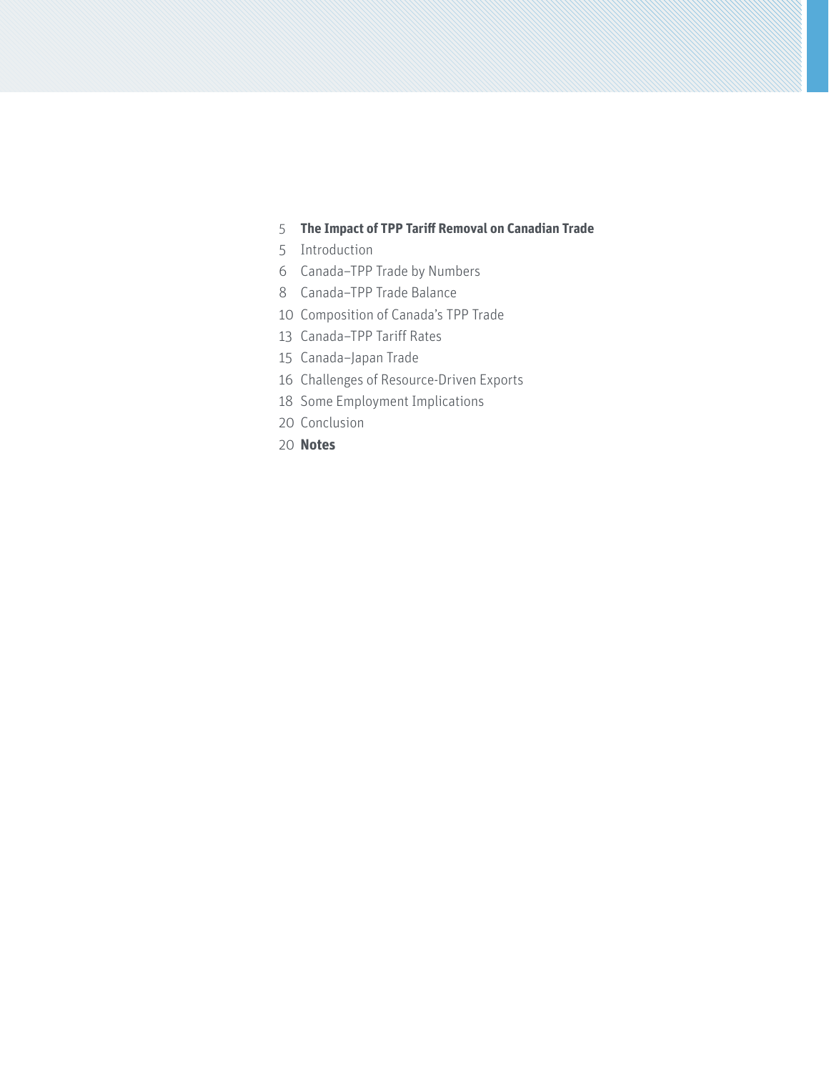5 **The Impact of TPP Tariff Removal on Canadian Trade**

5 Introduction

6 Canada–TPP Trade by Numbers

8 Canada–TPP Trade Balance

10 Composition of Canada's TPP Trade

13 Canada–TPP Tariff Rates

15 Canada–Japan Trade

16 Challenges of Resource-Driven Exports

18 Some Employment Implications

20 Conclusion

20 **Notes**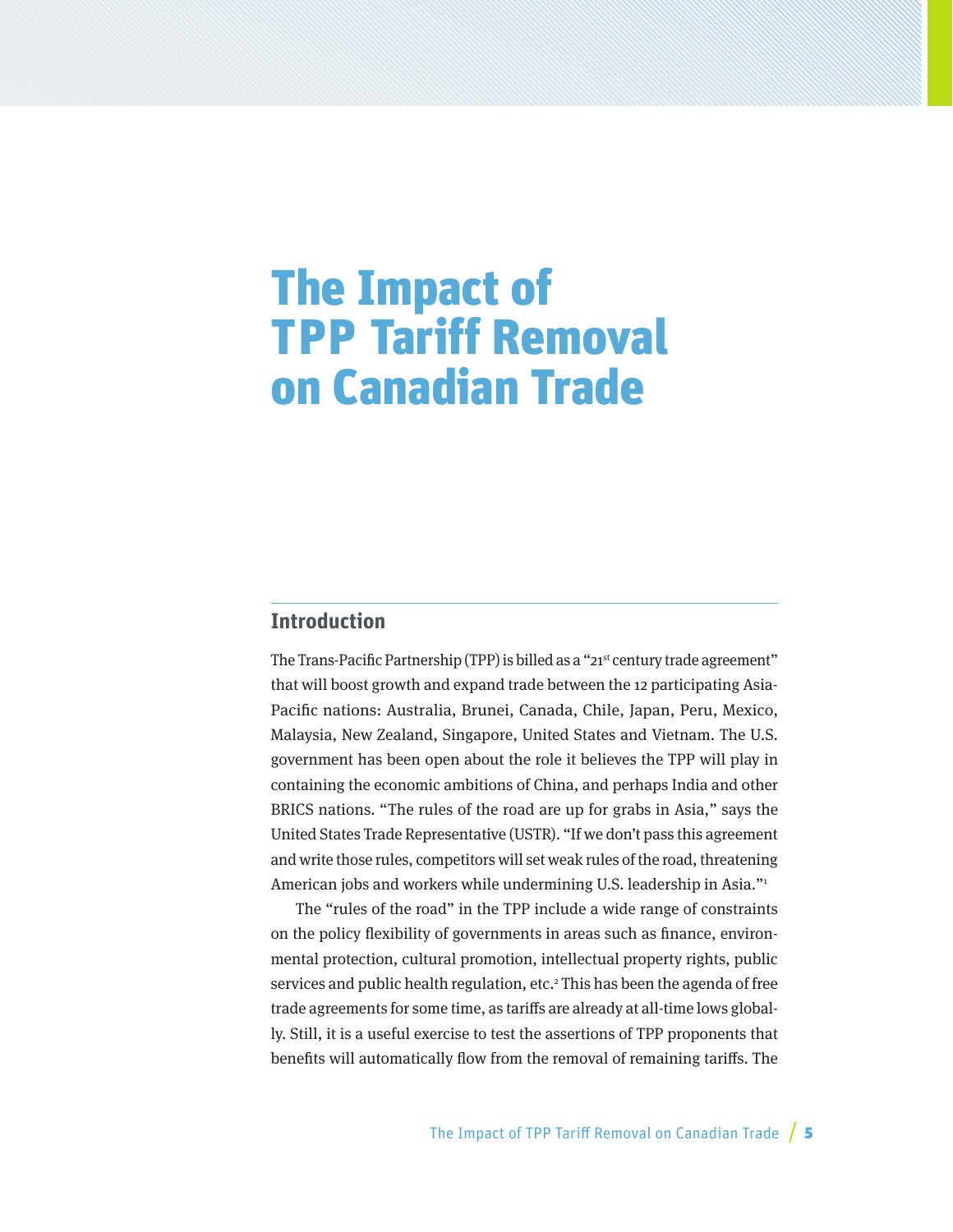# The Impact of TPP Tariff Removal on Canadian Trade

## Introduction

The Trans-Pacific Partnership (TPP) is billed as a "21st century trade agreement" that will boost growth and expand trade between the 12 participating Asia-Pacific nations: Australia, Brunei, Canada, Chile, Japan, Peru, Mexico, Malaysia, New Zealand, Singapore, United States and Vietnam. The U.S. government has been open about the role it believes the TPP will play in containing the economic ambitions of China, and perhaps India and other BRICS nations. "The rules of the road are up for grabs in Asia," says the United States Trade Representative (USTR). "If we don't pass this agreement and write those rules, competitors will set weak rules of the road, threatening American jobs and workers while undermining U.S. leadership in Asia."[1]

The "rules of the road" in the TPP include a wide range of constraints on the policy flexibility of governments in areas such as finance, environmental protection, cultural promotion, intellectual property rights, public services and public health regulation, etc.[2] This has been the agenda of free trade agreements for some time, as tariffs are already at all-time lows globally. Still, it is a useful exercise to test the assertions of TPP proponents that benefits will automatically flow from the removal of remaining tariffs. The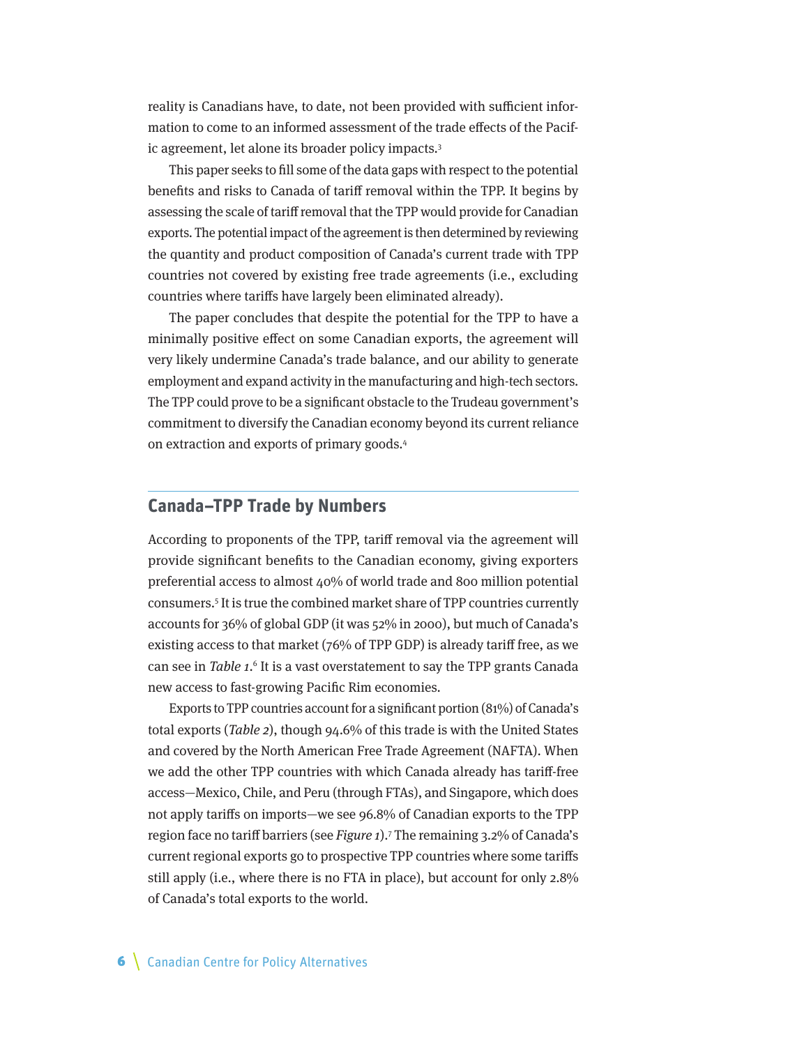reality is Canadians have, to date, not been provided with sufficient information to come to an informed assessment of the trade effects of the Pacific agreement, let alone its broader policy impacts.[3]

This paper seeks to fill some of the data gaps with respect to the potential benefits and risks to Canada of tariff removal within the TPP. It begins by assessing the scale of tariff removal that the TPP would provide for Canadian exports. The potential impact of the agreement is then determined by reviewing the quantity and product composition of Canada's current trade with TPP countries not covered by existing free trade agreements (i.e., excluding countries where tariffs have largely been eliminated already).

The paper concludes that despite the potential for the TPP to have a minimally positive effect on some Canadian exports, the agreement will very likely undermine Canada's trade balance, and our ability to generate employment and expand activity in the manufacturing and high-tech sectors. The TPP could prove to be a significant obstacle to the Trudeau government's commitment to diversify the Canadian economy beyond its current reliance on extraction and exports of primary goods.[4]

## Canada–TPP Trade by Numbers

According to proponents of the TPP, tariff removal via the agreement will provide significant benefits to the Canadian economy, giving exporters preferential access to almost 40% of world trade and 800 million potential consumers.[5] It is true the combined market share of TPP countries currently accounts for 36% of global GDP (it was 52% in 2000), but much of Canada's existing access to that market (76% of TPP GDP) is already tariff free, as we can see in *Table 1*.[6] It is a vast overstatement to say the TPP grants Canada new access to fast-growing Pacific Rim economies.

Exports to TPP countries account for a significant portion (81%) of Canada's total exports (*Table 2*), though 94.6% of this trade is with the United States and covered by the North American Free Trade Agreement (NAFTA). When we add the other TPP countries with which Canada already has tariff-free access—Mexico, Chile, and Peru (through FTAs), and Singapore, which does not apply tariffs on imports—we see 96.8% of Canadian exports to the TPP region face no tariff barriers (see *Figure 1*).[7] The remaining 3.2% of Canada's current regional exports go to prospective TPP countries where some tariffs still apply (i.e., where there is no FTA in place), but account for only 2.8% of Canada's total exports to the world.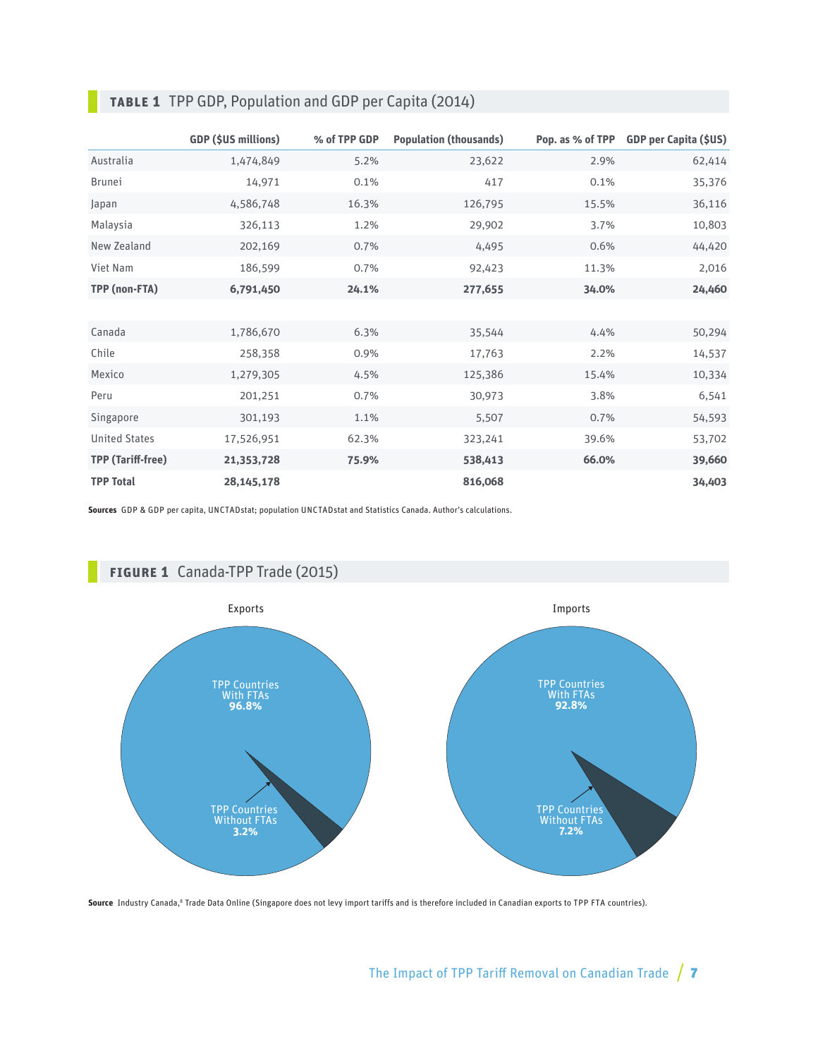## TABLE 1 TPP GDP, Population and GDP per Capita (2014)

| | GDP ($US millions) | % of TPP GDP | Population (thousands) | Pop. as % of TPP | GDP per Capita ($US) |
|---|---|---|---|---|---|
| Australia | 1,474,849 | 5.2% | 23,622 | 2.9% | 62,414 |
| Brunei | 14,971 | 0.1% | 417 | 0.1% | 35,376 |
| Japan | 4,586,748 | 16.3% | 126,795 | 15.5% | 36,116 |
| Malaysia | 326,113 | 1.2% | 29,902 | 3.7% | 10,803 |
| New Zealand | 202,169 | 0.7% | 4,495 | 0.6% | 44,420 |
| Viet Nam | 186,599 | 0.7% | 92,423 | 11.3% | 2,016 |
| **TPP (non-FTA)** | **6,791,450** | **24.1%** | **277,655** | **34.0%** | **24,460** |
| | | | | | |
| Canada | 1,786,670 | 6.3% | 35,544 | 4.4% | 50,294 |
| Chile | 258,358 | 0.9% | 17,763 | 2.2% | 14,537 |
| Mexico | 1,279,305 | 4.5% | 125,386 | 15.4% | 10,334 |
| Peru | 201,251 | 0.7% | 30,973 | 3.8% | 6,541 |
| Singapore | 301,193 | 1.1% | 5,507 | 0.7% | 54,593 |
| United States | 17,526,951 | 62.3% | 323,241 | 39.6% | 53,702 |
| **TPP (Tariff-free)** | **21,353,728** | **75.9%** | **538,413** | **66.0%** | **39,660** |
| **TPP Total** | **28,145,178** | | **816,068** | | **34,403** |

**Sources** GDP & GDP per capita, UNCTADstat; population UNCTADstat and Statistics Canada. Author's calculations.

## FIGURE 1 Canada-TPP Trade (2015)

Exports

TPP Countries With FTAs **96.8%**

TPP Countries Without FTAs **3.2%**

Imports

TPP Countries With FTAs **92.8%**

TPP Countries Without FTAs **7.2%**

**Source** Industry Canada,[8] Trade Data Online (Singapore does not levy import tariffs and is therefore included in Canadian exports to TPP FTA countries).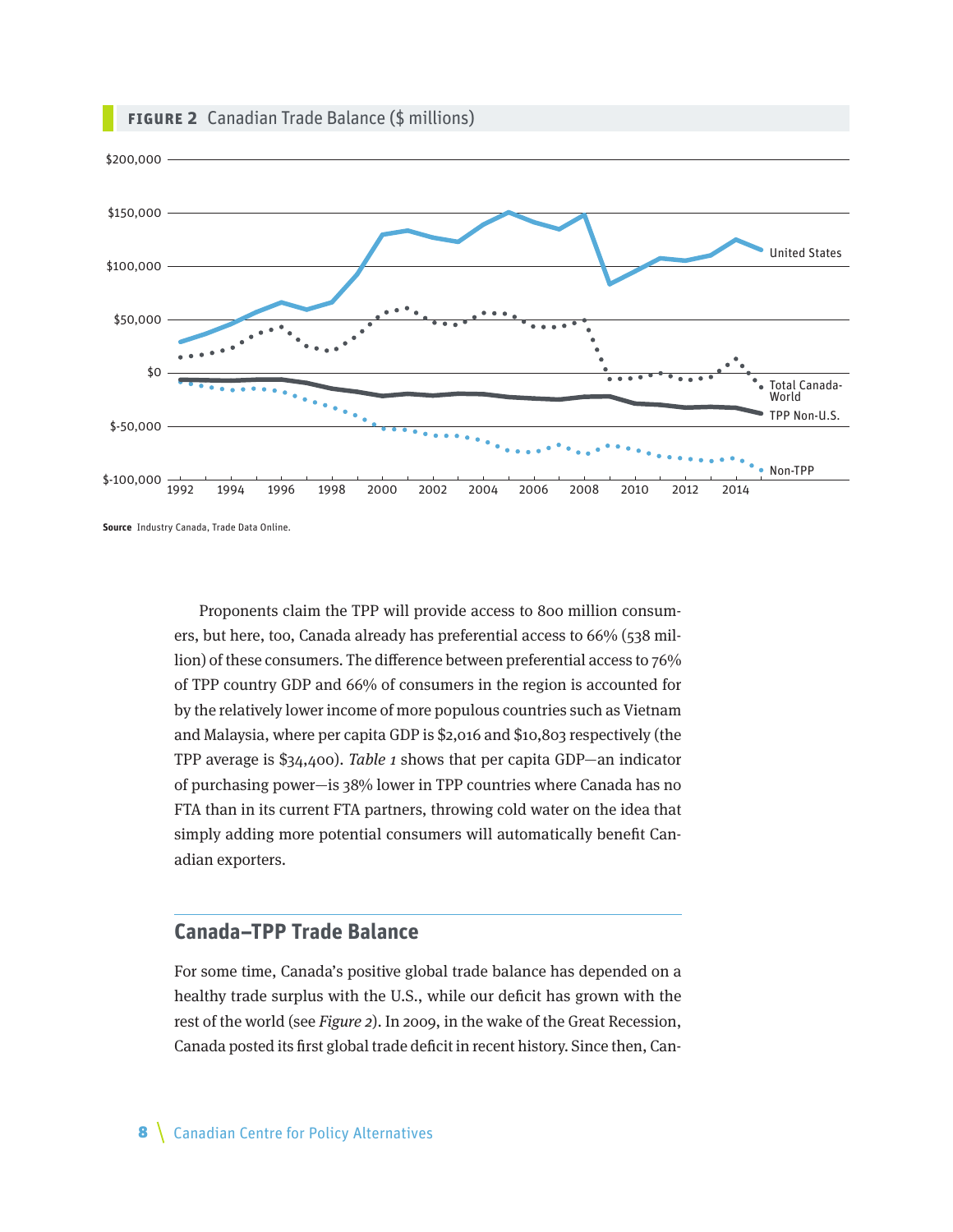**FIGURE 2** Canadian Trade Balance ($ millions)

**Source** Industry Canada, Trade Data Online.

Proponents claim the TPP will provide access to 800 million consumers, but here, too, Canada already has preferential access to 66% (538 million) of these consumers. The difference between preferential access to 76% of TPP country GDP and 66% of consumers in the region is accounted for by the relatively lower income of more populous countries such as Vietnam and Malaysia, where per capita GDP is $2,016 and $10,803 respectively (the TPP average is $34,400). *Table 1* shows that per capita GDP—an indicator of purchasing power—is 38% lower in TPP countries where Canada has no FTA than in its current FTA partners, throwing cold water on the idea that simply adding more potential consumers will automatically benefit Canadian exporters.

## Canada–TPP Trade Balance

For some time, Canada's positive global trade balance has depended on a healthy trade surplus with the U.S., while our deficit has grown with the rest of the world (see *Figure 2*). In 2009, in the wake of the Great Recession, Canada posted its first global trade deficit in recent history. Since then, Can-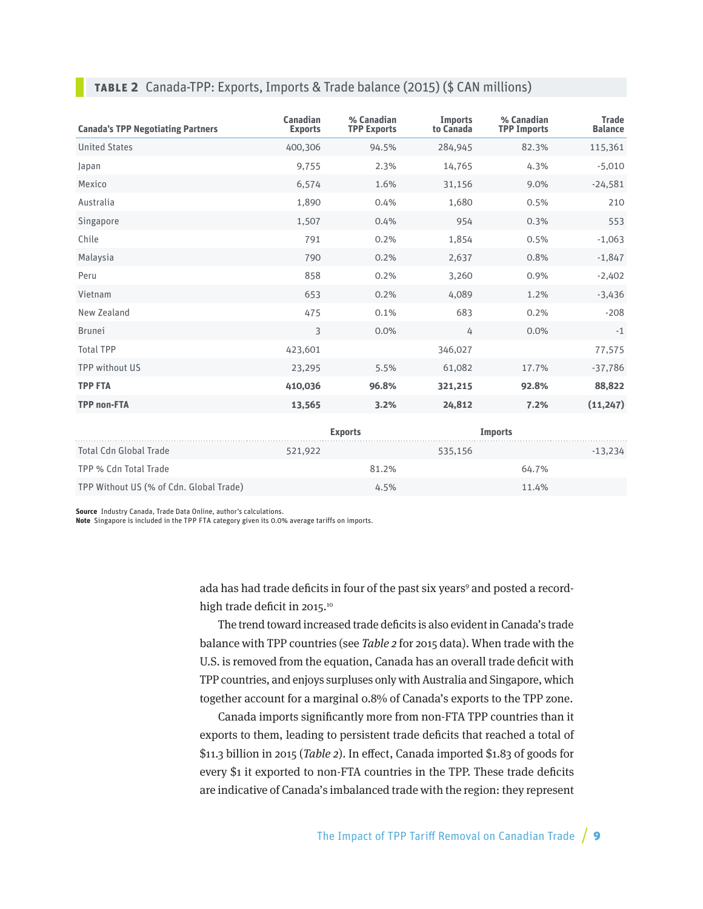**TABLE 2** Canada-TPP: Exports, Imports & Trade balance (2015) ($ CAN millions)

| Canada's TPP Negotiating Partners | Canadian Exports | % Canadian TPP Exports | Imports to Canada | % Canadian TPP Imports | Trade Balance |
|---|---|---|---|---|---|
| United States | 400,306 | 94.5% | 284,945 | 82.3% | 115,361 |
| Japan | 9,755 | 2.3% | 14,765 | 4.3% | -5,010 |
| Mexico | 6,574 | 1.6% | 31,156 | 9.0% | -24,581 |
| Australia | 1,890 | 0.4% | 1,680 | 0.5% | 210 |
| Singapore | 1,507 | 0.4% | 954 | 0.3% | 553 |
| Chile | 791 | 0.2% | 1,854 | 0.5% | -1,063 |
| Malaysia | 790 | 0.2% | 2,637 | 0.8% | -1,847 |
| Peru | 858 | 0.2% | 3,260 | 0.9% | -2,402 |
| Vietnam | 653 | 0.2% | 4,089 | 1.2% | -3,436 |
| New Zealand | 475 | 0.1% | 683 | 0.2% | -208 |
| Brunei | 3 | 0.0% | 4 | 0.0% | -1 |
| Total TPP | 423,601 | | 346,027 | | 77,575 |
| TPP without US | 23,295 | 5.5% | 61,082 | 17.7% | -37,786 |
| **TPP FTA** | **410,036** | **96.8%** | **321,215** | **92.8%** | **88,822** |
| **TPP non-FTA** | **13,565** | **3.2%** | **24,812** | **7.2%** | **(11,247)** |
| | | **Exports** | | **Imports** | |
| Total Cdn Global Trade | 521,922 | | 535,156 | | -13,234 |
| TPP % Cdn Total Trade | | 81.2% | | 64.7% | |
| TPP Without US (% of Cdn. Global Trade) | | 4.5% | | 11.4% | |

**Source** Industry Canada, Trade Data Online, author's calculations.
**Note** Singapore is included in the TPP FTA category given its 0.0% average tariffs on imports.

ada has had trade deficits in four of the past six years[9] and posted a record-high trade deficit in 2015.[10]

The trend toward increased trade deficits is also evident in Canada's trade balance with TPP countries (see *Table 2* for 2015 data). When trade with the U.S. is removed from the equation, Canada has an overall trade deficit with TPP countries, and enjoys surpluses only with Australia and Singapore, which together account for a marginal 0.8% of Canada's exports to the TPP zone.

Canada imports significantly more from non-FTA TPP countries than it exports to them, leading to persistent trade deficits that reached a total of $11.3 billion in 2015 (*Table 2*). In effect, Canada imported $1.83 of goods for every $1 it exported to non-FTA countries in the TPP. These trade deficits are indicative of Canada's imbalanced trade with the region: they represent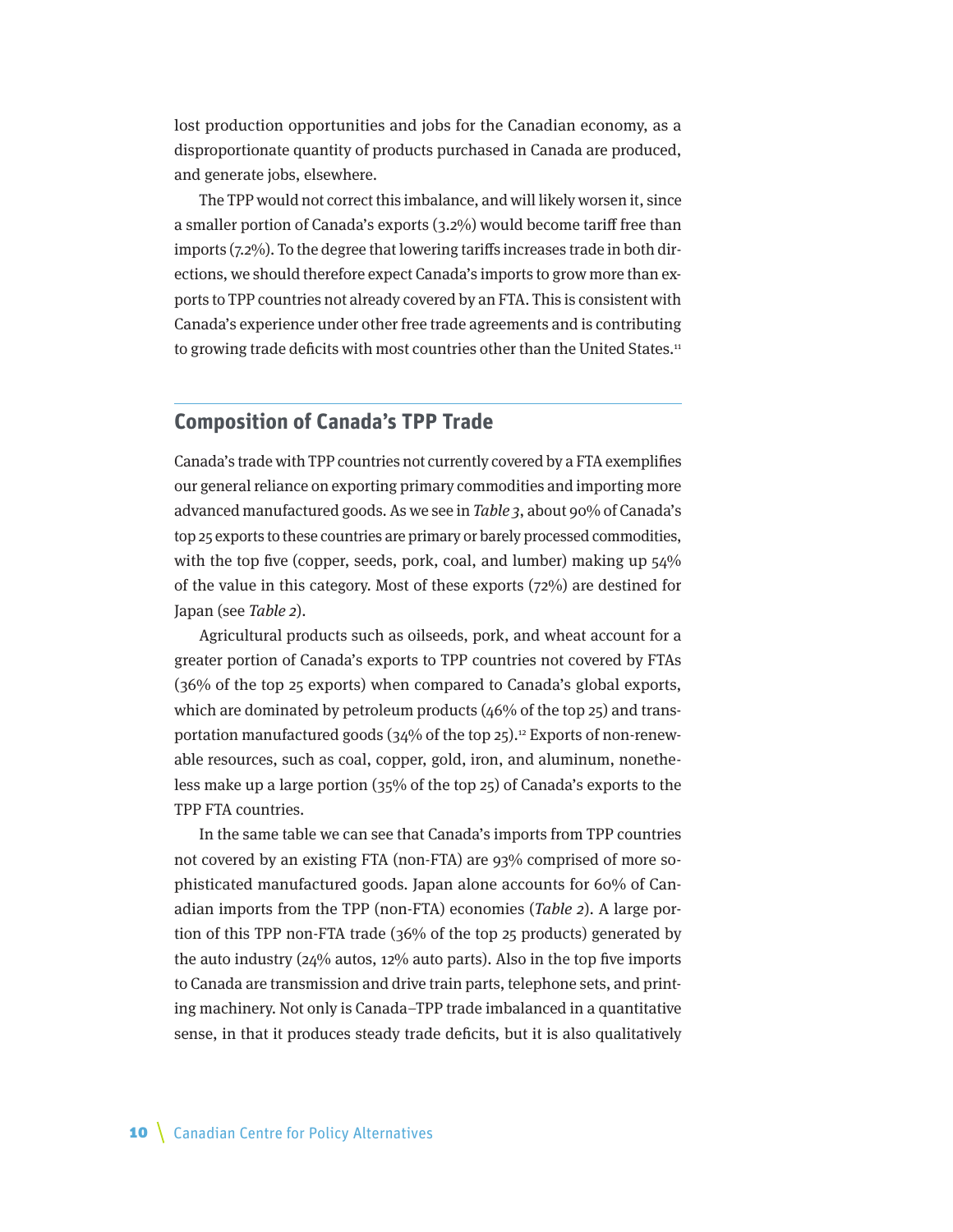lost production opportunities and jobs for the Canadian economy, as a disproportionate quantity of products purchased in Canada are produced, and generate jobs, elsewhere.

The TPP would not correct this imbalance, and will likely worsen it, since a smaller portion of Canada's exports (3.2%) would become tariff free than imports (7.2%). To the degree that lowering tariffs increases trade in both directions, we should therefore expect Canada's imports to grow more than exports to TPP countries not already covered by an FTA. This is consistent with Canada's experience under other free trade agreements and is contributing to growing trade deficits with most countries other than the United States.[11]

## Composition of Canada's TPP Trade

Canada's trade with TPP countries not currently covered by a FTA exemplifies our general reliance on exporting primary commodities and importing more advanced manufactured goods. As we see in *Table 3*, about 90% of Canada's top 25 exports to these countries are primary or barely processed commodities, with the top five (copper, seeds, pork, coal, and lumber) making up 54% of the value in this category. Most of these exports (72%) are destined for Japan (see *Table 2*).

Agricultural products such as oilseeds, pork, and wheat account for a greater portion of Canada's exports to TPP countries not covered by FTAs (36% of the top 25 exports) when compared to Canada's global exports, which are dominated by petroleum products (46% of the top 25) and transportation manufactured goods (34% of the top 25).[12] Exports of non-renewable resources, such as coal, copper, gold, iron, and aluminum, nonetheless make up a large portion (35% of the top 25) of Canada's exports to the TPP FTA countries.

In the same table we can see that Canada's imports from TPP countries not covered by an existing FTA (non-FTA) are 93% comprised of more sophisticated manufactured goods. Japan alone accounts for 60% of Canadian imports from the TPP (non-FTA) economies (*Table 2*). A large portion of this TPP non-FTA trade (36% of the top 25 products) generated by the auto industry (24% autos, 12% auto parts). Also in the top five imports to Canada are transmission and drive train parts, telephone sets, and printing machinery. Not only is Canada–TPP trade imbalanced in a quantitative sense, in that it produces steady trade deficits, but it is also qualitatively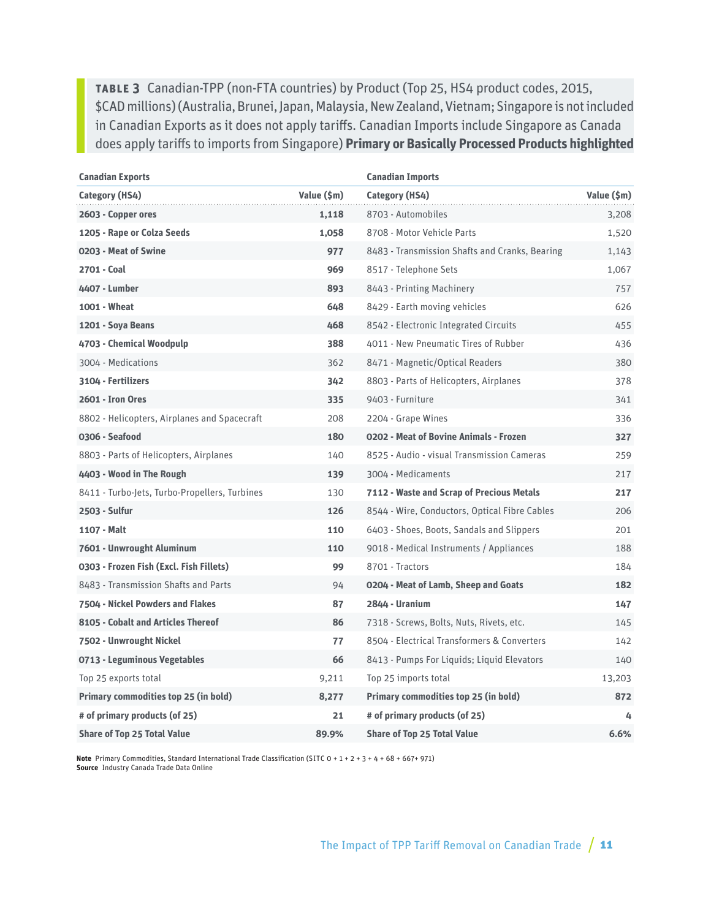**TABLE 3** Canadian-TPP (non-FTA countries) by Product (Top 25, HS4 product codes, 2015, $CAD millions) (Australia, Brunei, Japan, Malaysia, New Zealand, Vietnam; Singapore is not included in Canadian Exports as it does not apply tariffs. Canadian Imports include Singapore as Canada does apply tariffs to imports from Singapore) **Primary or Basically Processed Products highlighted**

| Canadian Exports | | Canadian Imports | |
|---|---|---|---|
| **Category (HS4)** | **Value ($m)** | **Category (HS4)** | **Value ($m)** |
| **2603 - Copper ores** | **1,118** | 8703 - Automobiles | 3,208 |
| **1205 - Rape or Colza Seeds** | **1,058** | 8708 - Motor Vehicle Parts | 1,520 |
| **0203 - Meat of Swine** | **977** | 8483 - Transmission Shafts and Cranks, Bearing | 1,143 |
| **2701 - Coal** | **969** | 8517 - Telephone Sets | 1,067 |
| **4407 - Lumber** | **893** | 8443 - Printing Machinery | 757 |
| **1001 - Wheat** | **648** | 8429 - Earth moving vehicles | 626 |
| **1201 - Soya Beans** | **468** | 8542 - Electronic Integrated Circuits | 455 |
| **4703 - Chemical Woodpulp** | **388** | 4011 - New Pneumatic Tires of Rubber | 436 |
| 3004 - Medications | 362 | 8471 - Magnetic/Optical Readers | 380 |
| **3104 - Fertilizers** | **342** | 8803 - Parts of Helicopters, Airplanes | 378 |
| **2601 - Iron Ores** | **335** | 9403 - Furniture | 341 |
| 8802 - Helicopters, Airplanes and Spacecraft | 208 | 2204 - Grape Wines | 336 |
| **0306 - Seafood** | **180** | **0202 - Meat of Bovine Animals - Frozen** | **327** |
| 8803 - Parts of Helicopters, Airplanes | 140 | 8525 - Audio - visual Transmission Cameras | 259 |
| **4403 - Wood in The Rough** | **139** | 3004 - Medicaments | 217 |
| 8411 - Turbo-Jets, Turbo-Propellers, Turbines | 130 | **7112 - Waste and Scrap of Precious Metals** | **217** |
| **2503 - Sulfur** | **126** | 8544 - Wire, Conductors, Optical Fibre Cables | 206 |
| **1107 - Malt** | **110** | 6403 - Shoes, Boots, Sandals and Slippers | 201 |
| **7601 - Unwrought Aluminum** | **110** | 9018 - Medical Instruments / Appliances | 188 |
| **0303 - Frozen Fish (Excl. Fish Fillets)** | **99** | 8701 - Tractors | 184 |
| 8483 - Transmission Shafts and Parts | 94 | **0204 - Meat of Lamb, Sheep and Goats** | **182** |
| **7504 - Nickel Powders and Flakes** | **87** | **2844 - Uranium** | **147** |
| **8105 - Cobalt and Articles Thereof** | **86** | 7318 - Screws, Bolts, Nuts, Rivets, etc. | 145 |
| **7502 - Unwrought Nickel** | **77** | 8504 - Electrical Transformers & Converters | 142 |
| **0713 - Leguminous Vegetables** | **66** | 8413 - Pumps For Liquids; Liquid Elevators | 140 |
| Top 25 exports total | 9,211 | Top 25 imports total | 13,203 |
| **Primary commodities top 25 (in bold)** | **8,277** | **Primary commodities top 25 (in bold)** | **872** |
| **# of primary products (of 25)** | **21** | **# of primary products (of 25)** | **4** |
| **Share of Top 25 Total Value** | **89.9%** | **Share of Top 25 Total Value** | **6.6%** |

**Note** Primary Commodities, Standard International Trade Classification (SITC 0 + 1 + 2 + 3 + 4 + 68 + 667+ 971)
**Source** Industry Canada Trade Data Online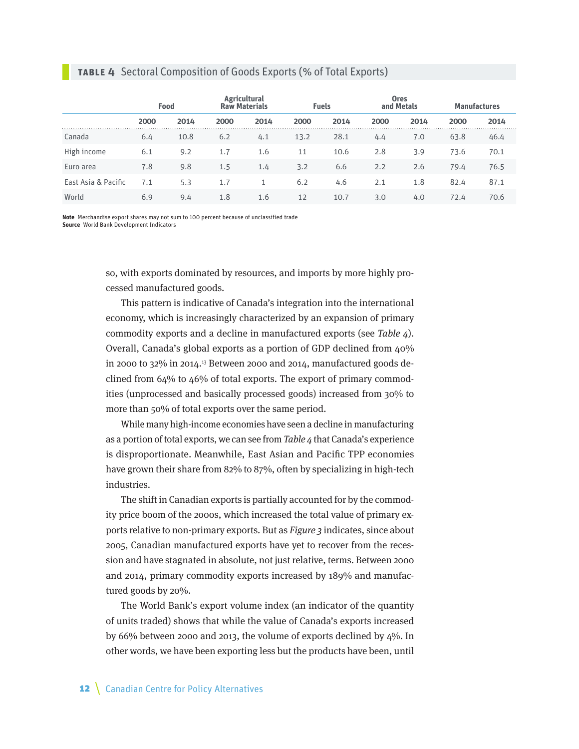**TABLE 4** Sectoral Composition of Goods Exports (% of Total Exports)

| | Food | | Agricultural Raw Materials | | Fuels | | Ores and Metals | | Manufactures | |
|---|---|---|---|---|---|---|---|---|---|---|
| | 2000 | 2014 | 2000 | 2014 | 2000 | 2014 | 2000 | 2014 | 2000 | 2014 |
| Canada | 6.4 | 10.8 | 6.2 | 4.1 | 13.2 | 28.1 | 4.4 | 7.0 | 63.8 | 46.4 |
| High income | 6.1 | 9.2 | 1.7 | 1.6 | 11 | 10.6 | 2.8 | 3.9 | 73.6 | 70.1 |
| Euro area | 7.8 | 9.8 | 1.5 | 1.4 | 3.2 | 6.6 | 2.2 | 2.6 | 79.4 | 76.5 |
| East Asia & Pacific | 7.1 | 5.3 | 1.7 | 1 | 6.2 | 4.6 | 2.1 | 1.8 | 82.4 | 87.1 |
| World | 6.9 | 9.4 | 1.8 | 1.6 | 12 | 10.7 | 3.0 | 4.0 | 72.4 | 70.6 |

**Note** Merchandise export shares may not sum to 100 percent because of unclassified trade
**Source** World Bank Development Indicators

so, with exports dominated by resources, and imports by more highly processed manufactured goods.

This pattern is indicative of Canada's integration into the international economy, which is increasingly characterized by an expansion of primary commodity exports and a decline in manufactured exports (see *Table 4*). Overall, Canada's global exports as a portion of GDP declined from 40% in 2000 to 32% in 2014.[13] Between 2000 and 2014, manufactured goods declined from 64% to 46% of total exports. The export of primary commodities (unprocessed and basically processed goods) increased from 30% to more than 50% of total exports over the same period.

While many high-income economies have seen a decline in manufacturing as a portion of total exports, we can see from *Table 4* that Canada's experience is disproportionate. Meanwhile, East Asian and Pacific TPP economies have grown their share from 82% to 87%, often by specializing in high-tech industries.

The shift in Canadian exports is partially accounted for by the commodity price boom of the 2000s, which increased the total value of primary exports relative to non-primary exports. But as *Figure 3* indicates, since about 2005, Canadian manufactured exports have yet to recover from the recession and have stagnated in absolute, not just relative, terms. Between 2000 and 2014, primary commodity exports increased by 189% and manufactured goods by 20%.

The World Bank's export volume index (an indicator of the quantity of units traded) shows that while the value of Canada's exports increased by 66% between 2000 and 2013, the volume of exports declined by 4%. In other words, we have been exporting less but the products have been, until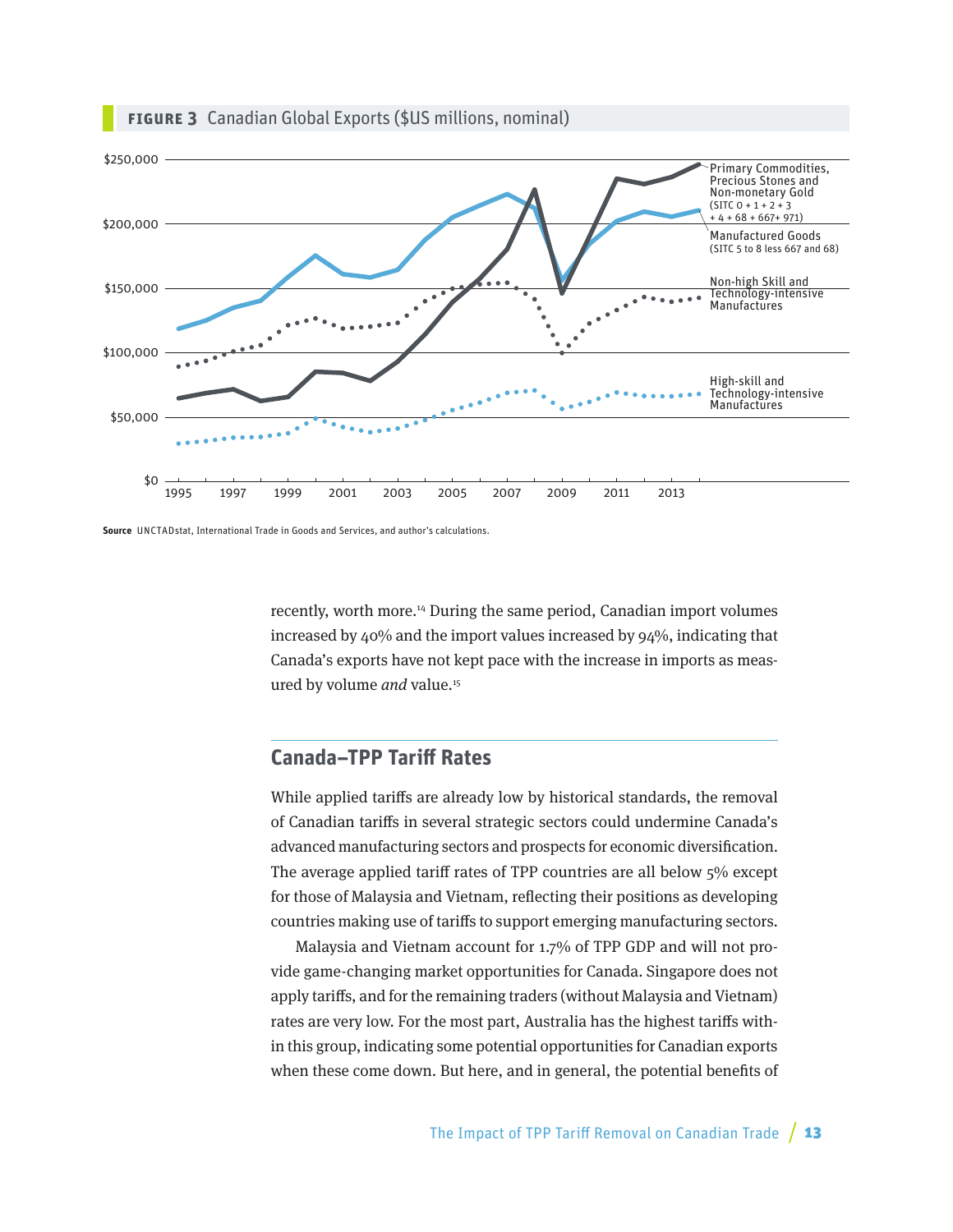**FIGURE 3** Canadian Global Exports ($US millions, nominal)

Source UNCTADstat, International Trade in Goods and Services, and author's calculations.

recently, worth more.[14] During the same period, Canadian import volumes increased by 40% and the import values increased by 94%, indicating that Canada's exports have not kept pace with the increase in imports as measured by volume *and* value.[15]

## Canada–TPP Tariff Rates

While applied tariffs are already low by historical standards, the removal of Canadian tariffs in several strategic sectors could undermine Canada's advanced manufacturing sectors and prospects for economic diversification. The average applied tariff rates of TPP countries are all below 5% except for those of Malaysia and Vietnam, reflecting their positions as developing countries making use of tariffs to support emerging manufacturing sectors.

Malaysia and Vietnam account for 1.7% of TPP GDP and will not provide game-changing market opportunities for Canada. Singapore does not apply tariffs, and for the remaining traders (without Malaysia and Vietnam) rates are very low. For the most part, Australia has the highest tariffs within this group, indicating some potential opportunities for Canadian exports when these come down. But here, and in general, the potential benefits of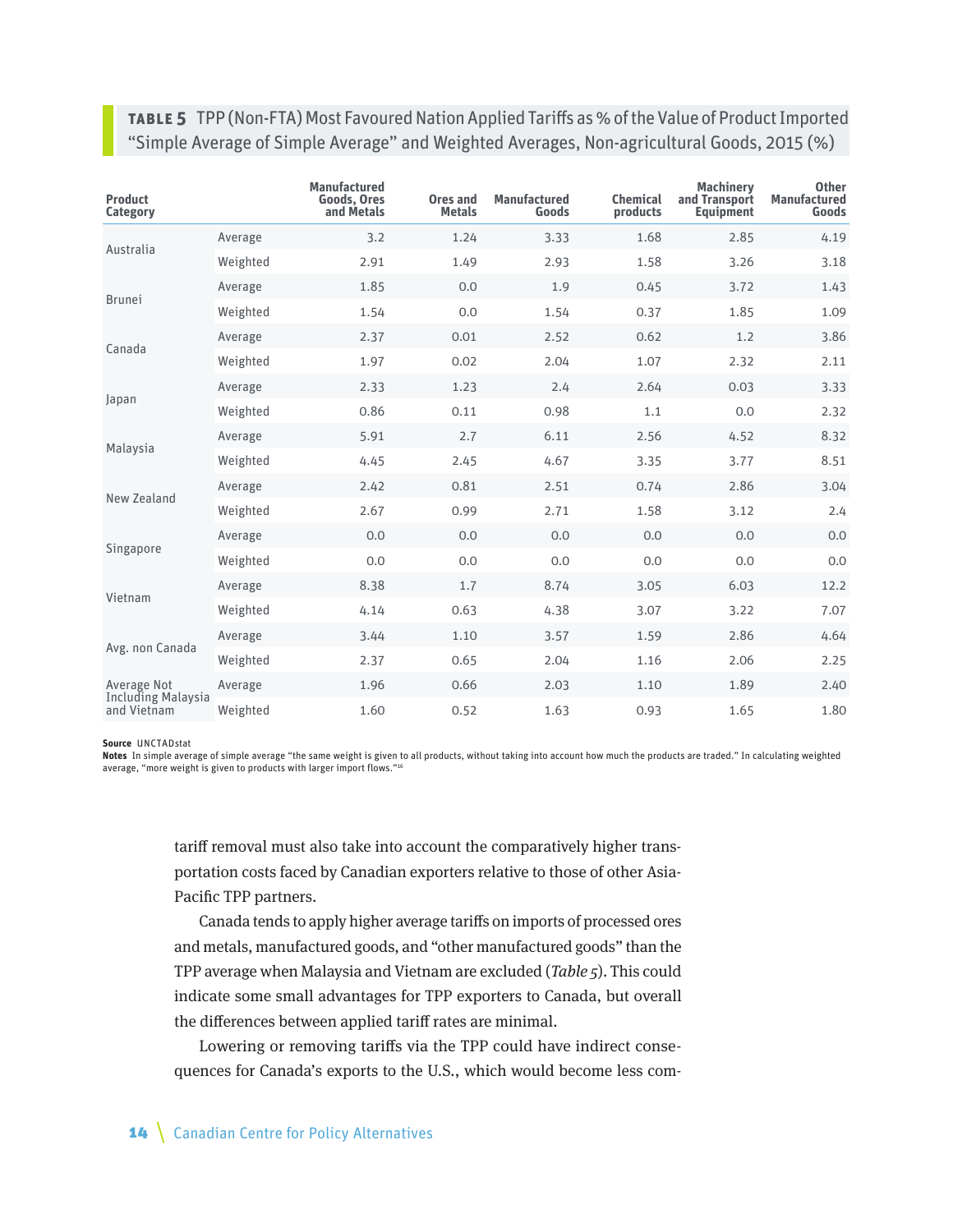**TABLE 5** TPP (Non-FTA) Most Favoured Nation Applied Tariffs as % of the Value of Product Imported "Simple Average of Simple Average" and Weighted Averages, Non-agricultural Goods, 2015 (%)

| Product Category | | Manufactured Goods, Ores and Metals | Ores and Metals | Manufactured Goods | Chemical products | Machinery and Transport Equipment | Other Manufactured Goods |
|---|---|---|---|---|---|---|---|
| Australia | Average | 3.2 | 1.24 | 3.33 | 1.68 | 2.85 | 4.19 |
| | Weighted | 2.91 | 1.49 | 2.93 | 1.58 | 3.26 | 3.18 |
| Brunei | Average | 1.85 | 0.0 | 1.9 | 0.45 | 3.72 | 1.43 |
| | Weighted | 1.54 | 0.0 | 1.54 | 0.37 | 1.85 | 1.09 |
| Canada | Average | 2.37 | 0.01 | 2.52 | 0.62 | 1.2 | 3.86 |
| | Weighted | 1.97 | 0.02 | 2.04 | 1.07 | 2.32 | 2.11 |
| Japan | Average | 2.33 | 1.23 | 2.4 | 2.64 | 0.03 | 3.33 |
| | Weighted | 0.86 | 0.11 | 0.98 | 1.1 | 0.0 | 2.32 |
| Malaysia | Average | 5.91 | 2.7 | 6.11 | 2.56 | 4.52 | 8.32 |
| | Weighted | 4.45 | 2.45 | 4.67 | 3.35 | 3.77 | 8.51 |
| New Zealand | Average | 2.42 | 0.81 | 2.51 | 0.74 | 2.86 | 3.04 |
| | Weighted | 2.67 | 0.99 | 2.71 | 1.58 | 3.12 | 2.4 |
| Singapore | Average | 0.0 | 0.0 | 0.0 | 0.0 | 0.0 | 0.0 |
| | Weighted | 0.0 | 0.0 | 0.0 | 0.0 | 0.0 | 0.0 |
| Vietnam | Average | 8.38 | 1.7 | 8.74 | 3.05 | 6.03 | 12.2 |
| | Weighted | 4.14 | 0.63 | 4.38 | 3.07 | 3.22 | 7.07 |
| Avg. non Canada | Average | 3.44 | 1.10 | 3.57 | 1.59 | 2.86 | 4.64 |
| | Weighted | 2.37 | 0.65 | 2.04 | 1.16 | 2.06 | 2.25 |
| Average Not Including Malaysia and Vietnam | Average | 1.96 | 0.66 | 2.03 | 1.10 | 1.89 | 2.40 |
| | Weighted | 1.60 | 0.52 | 1.63 | 0.93 | 1.65 | 1.80 |

**Source** UNCTADstat
**Notes** In simple average of simple average "the same weight is given to all products, without taking into account how much the products are traded." In calculating weighted average, "more weight is given to products with larger import flows."[16]

tariff removal must also take into account the comparatively higher transportation costs faced by Canadian exporters relative to those of other Asia-Pacific TPP partners.

Canada tends to apply higher average tariffs on imports of processed ores and metals, manufactured goods, and "other manufactured goods" than the TPP average when Malaysia and Vietnam are excluded (*Table 5*). This could indicate some small advantages for TPP exporters to Canada, but overall the differences between applied tariff rates are minimal.

Lowering or removing tariffs via the TPP could have indirect consequences for Canada's exports to the U.S., which would become less com-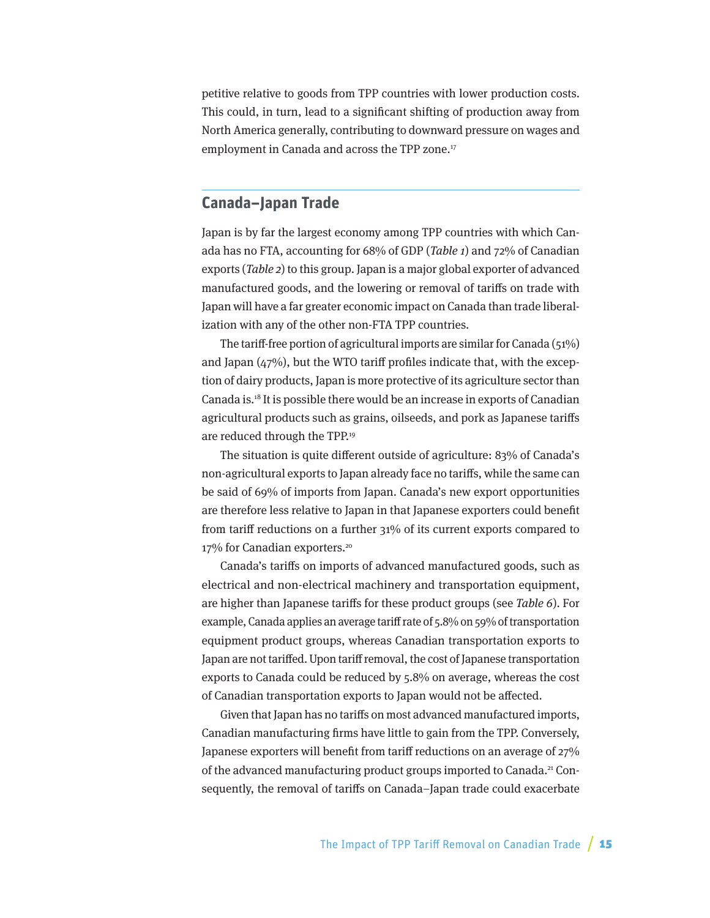petitive relative to goods from TPP countries with lower production costs. This could, in turn, lead to a significant shifting of production away from North America generally, contributing to downward pressure on wages and employment in Canada and across the TPP zone.[17]

## Canada–Japan Trade

Japan is by far the largest economy among TPP countries with which Canada has no FTA, accounting for 68% of GDP (*Table 1*) and 72% of Canadian exports (*Table 2*) to this group. Japan is a major global exporter of advanced manufactured goods, and the lowering or removal of tariffs on trade with Japan will have a far greater economic impact on Canada than trade liberalization with any of the other non-FTA TPP countries.

The tariff-free portion of agricultural imports are similar for Canada (51%) and Japan (47%), but the WTO tariff profiles indicate that, with the exception of dairy products, Japan is more protective of its agriculture sector than Canada is.[18] It is possible there would be an increase in exports of Canadian agricultural products such as grains, oilseeds, and pork as Japanese tariffs are reduced through the TPP.[19]

The situation is quite different outside of agriculture: 83% of Canada's non-agricultural exports to Japan already face no tariffs, while the same can be said of 69% of imports from Japan. Canada's new export opportunities are therefore less relative to Japan in that Japanese exporters could benefit from tariff reductions on a further 31% of its current exports compared to 17% for Canadian exporters.[20]

Canada's tariffs on imports of advanced manufactured goods, such as electrical and non-electrical machinery and transportation equipment, are higher than Japanese tariffs for these product groups (see *Table 6*). For example, Canada applies an average tariff rate of 5.8% on 59% of transportation equipment product groups, whereas Canadian transportation exports to Japan are not tariffed. Upon tariff removal, the cost of Japanese transportation exports to Canada could be reduced by 5.8% on average, whereas the cost of Canadian transportation exports to Japan would not be affected.

Given that Japan has no tariffs on most advanced manufactured imports, Canadian manufacturing firms have little to gain from the TPP. Conversely, Japanese exporters will benefit from tariff reductions on an average of 27% of the advanced manufacturing product groups imported to Canada.[21] Consequently, the removal of tariffs on Canada–Japan trade could exacerbate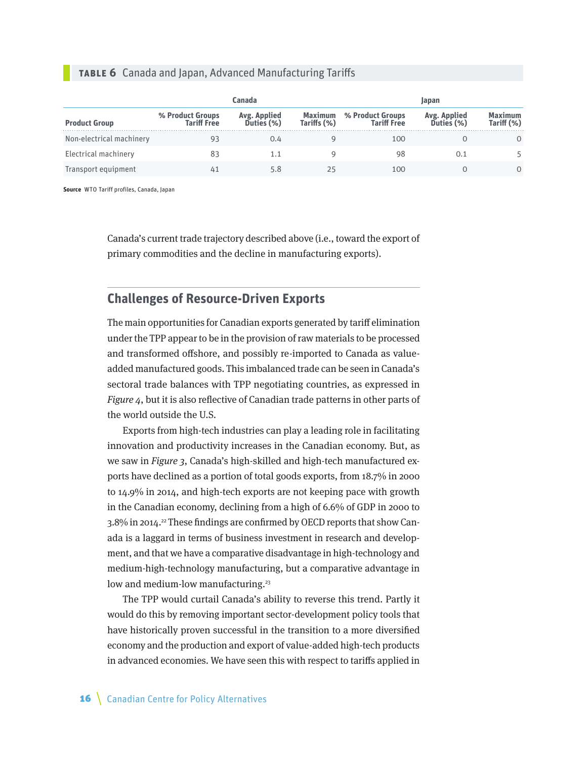**TABLE 6** Canada and Japan, Advanced Manufacturing Tariffs

| | Canada | | | Japan | | |
|---|---|---|---|---|---|---|
| Product Group | % Product Groups Tariff Free | Avg. Applied Duties (%) | Maximum Tariffs (%) | % Product Groups Tariff Free | Avg. Applied Duties (%) | Maximum Tariff (%) |
| Non-electrical machinery | 93 | 0.4 | 9 | 100 | 0 | 0 |
| Electrical machinery | 83 | 1.1 | 9 | 98 | 0.1 | 5 |
| Transport equipment | 41 | 5.8 | 25 | 100 | 0 | 0 |

**Source** WTO Tariff profiles, Canada, Japan

Canada's current trade trajectory described above (i.e., toward the export of primary commodities and the decline in manufacturing exports).

## Challenges of Resource-Driven Exports

The main opportunities for Canadian exports generated by tariff elimination under the TPP appear to be in the provision of raw materials to be processed and transformed offshore, and possibly re-imported to Canada as value-added manufactured goods. This imbalanced trade can be seen in Canada's sectoral trade balances with TPP negotiating countries, as expressed in *Figure 4*, but it is also reflective of Canadian trade patterns in other parts of the world outside the U.S.

Exports from high-tech industries can play a leading role in facilitating innovation and productivity increases in the Canadian economy. But, as we saw in *Figure 3*, Canada's high-skilled and high-tech manufactured exports have declined as a portion of total goods exports, from 18.7% in 2000 to 14.9% in 2014, and high-tech exports are not keeping pace with growth in the Canadian economy, declining from a high of 6.6% of GDP in 2000 to 3.8% in 2014.[22] These findings are confirmed by OECD reports that show Canada is a laggard in terms of business investment in research and development, and that we have a comparative disadvantage in high-technology and medium-high-technology manufacturing, but a comparative advantage in low and medium-low manufacturing.[23]

The TPP would curtail Canada's ability to reverse this trend. Partly it would do this by removing important sector-development policy tools that have historically proven successful in the transition to a more diversified economy and the production and export of value-added high-tech products in advanced economies. We have seen this with respect to tariffs applied in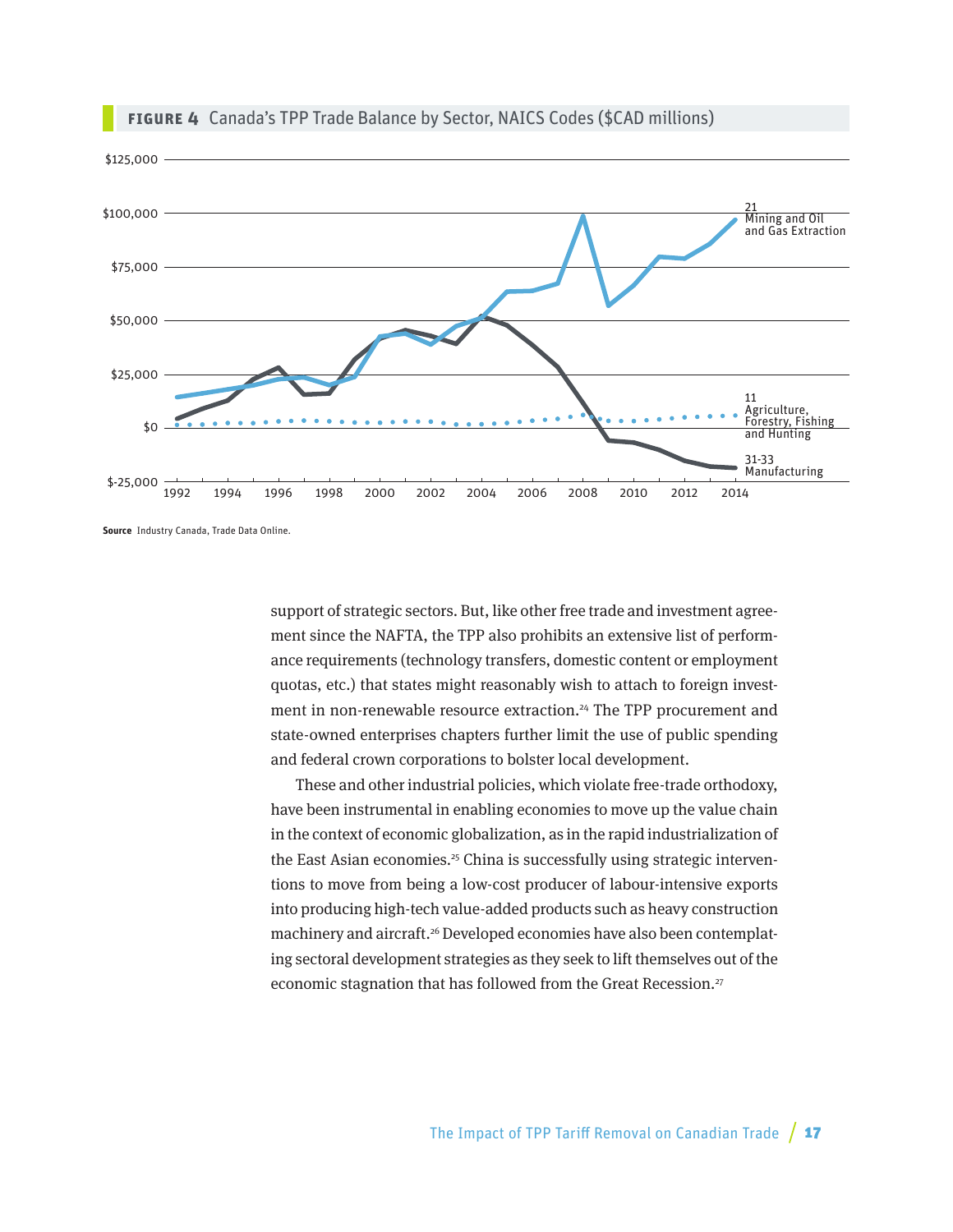**FIGURE 4** Canada's TPP Trade Balance by Sector, NAICS Codes ($CAD millions)

**Source** Industry Canada, Trade Data Online.

support of strategic sectors. But, like other free trade and investment agreement since the NAFTA, the TPP also prohibits an extensive list of performance requirements (technology transfers, domestic content or employment quotas, etc.) that states might reasonably wish to attach to foreign investment in non-renewable resource extraction.[24] The TPP procurement and state-owned enterprises chapters further limit the use of public spending and federal crown corporations to bolster local development.

These and other industrial policies, which violate free-trade orthodoxy, have been instrumental in enabling economies to move up the value chain in the context of economic globalization, as in the rapid industrialization of the East Asian economies.[25] China is successfully using strategic interventions to move from being a low-cost producer of labour-intensive exports into producing high-tech value-added products such as heavy construction machinery and aircraft.[26] Developed economies have also been contemplating sectoral development strategies as they seek to lift themselves out of the economic stagnation that has followed from the Great Recession.[27]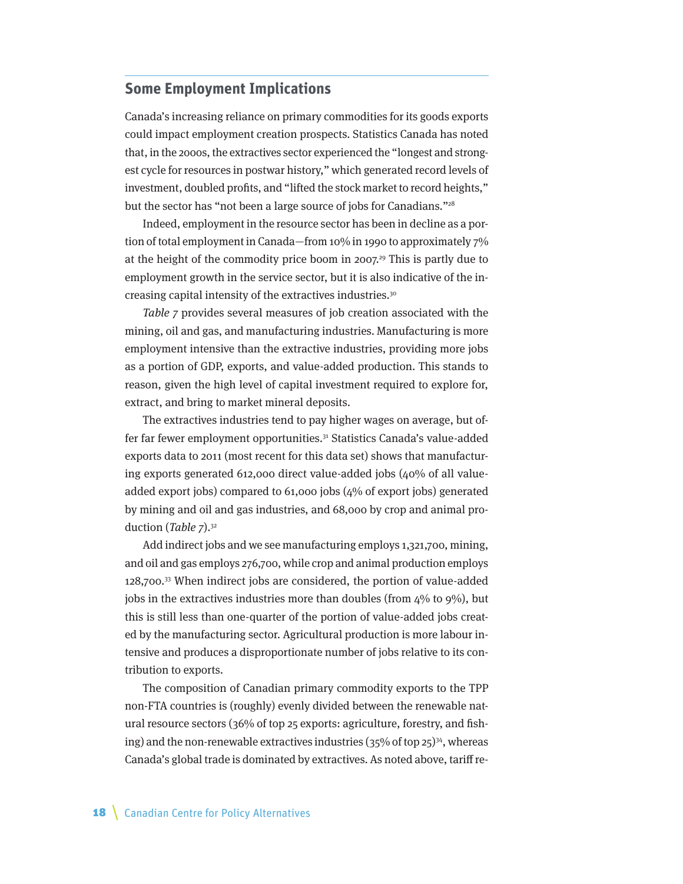## Some Employment Implications

Canada's increasing reliance on primary commodities for its goods exports could impact employment creation prospects. Statistics Canada has noted that, in the 2000s, the extractives sector experienced the "longest and strongest cycle for resources in postwar history," which generated record levels of investment, doubled profits, and "lifted the stock market to record heights," but the sector has "not been a large source of jobs for Canadians."[28]

Indeed, employment in the resource sector has been in decline as a portion of total employment in Canada—from 10% in 1990 to approximately 7% at the height of the commodity price boom in 2007.[29] This is partly due to employment growth in the service sector, but it is also indicative of the increasing capital intensity of the extractives industries.[30]

*Table 7* provides several measures of job creation associated with the mining, oil and gas, and manufacturing industries. Manufacturing is more employment intensive than the extractive industries, providing more jobs as a portion of GDP, exports, and value-added production. This stands to reason, given the high level of capital investment required to explore for, extract, and bring to market mineral deposits.

The extractives industries tend to pay higher wages on average, but offer far fewer employment opportunities.[31] Statistics Canada's value-added exports data to 2011 (most recent for this data set) shows that manufacturing exports generated 612,000 direct value-added jobs (40% of all value-added export jobs) compared to 61,000 jobs (4% of export jobs) generated by mining and oil and gas industries, and 68,000 by crop and animal production (*Table 7*).[32]

Add indirect jobs and we see manufacturing employs 1,321,700, mining, and oil and gas employs 276,700, while crop and animal production employs 128,700.[33] When indirect jobs are considered, the portion of value-added jobs in the extractives industries more than doubles (from 4% to 9%), but this is still less than one-quarter of the portion of value-added jobs created by the manufacturing sector. Agricultural production is more labour intensive and produces a disproportionate number of jobs relative to its contribution to exports.

The composition of Canadian primary commodity exports to the TPP non-FTA countries is (roughly) evenly divided between the renewable natural resource sectors (36% of top 25 exports: agriculture, forestry, and fishing) and the non-renewable extractives industries (35% of top 25)[34], whereas Canada's global trade is dominated by extractives. As noted above, tariff re-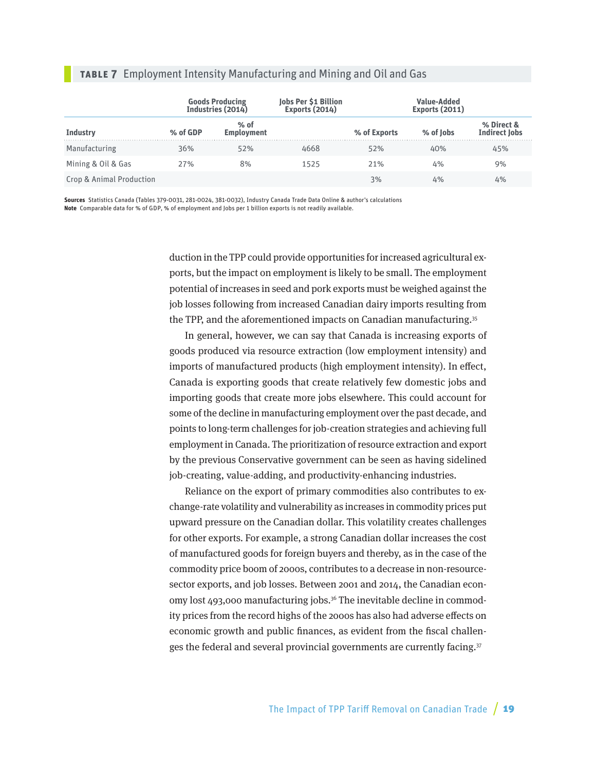**TABLE 7** Employment Intensity Manufacturing and Mining and Oil and Gas

| | Goods Producing Industries (2014) | | Jobs Per $1 Billion Exports (2014) | Value-Added Exports (2011) | | |
|---|---|---|---|---|---|---|
| Industry | % of GDP | % of Employment | | % of Exports | % of Jobs | % Direct & Indirect Jobs |
| Manufacturing | 36% | 52% | 4668 | 52% | 40% | 45% |
| Mining & Oil & Gas | 27% | 8% | 1525 | 21% | 4% | 9% |
| Crop & Animal Production | | | | 3% | 4% | 4% |

**Sources** Statistics Canada (Tables 379-0031, 281-0024, 381-0032), Industry Canada Trade Data Online & author's calculations
**Note** Comparable data for % of GDP, % of employment and Jobs per 1 billion exports is not readily available.

duction in the TPP could provide opportunities for increased agricultural exports, but the impact on employment is likely to be small. The employment potential of increases in seed and pork exports must be weighed against the job losses following from increased Canadian dairy imports resulting from the TPP, and the aforementioned impacts on Canadian manufacturing.[35]

In general, however, we can say that Canada is increasing exports of goods produced via resource extraction (low employment intensity) and imports of manufactured products (high employment intensity). In effect, Canada is exporting goods that create relatively few domestic jobs and importing goods that create more jobs elsewhere. This could account for some of the decline in manufacturing employment over the past decade, and points to long-term challenges for job-creation strategies and achieving full employment in Canada. The prioritization of resource extraction and export by the previous Conservative government can be seen as having sidelined job-creating, value-adding, and productivity-enhancing industries.

Reliance on the export of primary commodities also contributes to exchange-rate volatility and vulnerability as increases in commodity prices put upward pressure on the Canadian dollar. This volatility creates challenges for other exports. For example, a strong Canadian dollar increases the cost of manufactured goods for foreign buyers and thereby, as in the case of the commodity price boom of 2000s, contributes to a decrease in non-resource-sector exports, and job losses. Between 2001 and 2014, the Canadian economy lost 493,000 manufacturing jobs.[36] The inevitable decline in commodity prices from the record highs of the 2000s has also had adverse effects on economic growth and public finances, as evident from the fiscal challenges the federal and several provincial governments are currently facing.[37]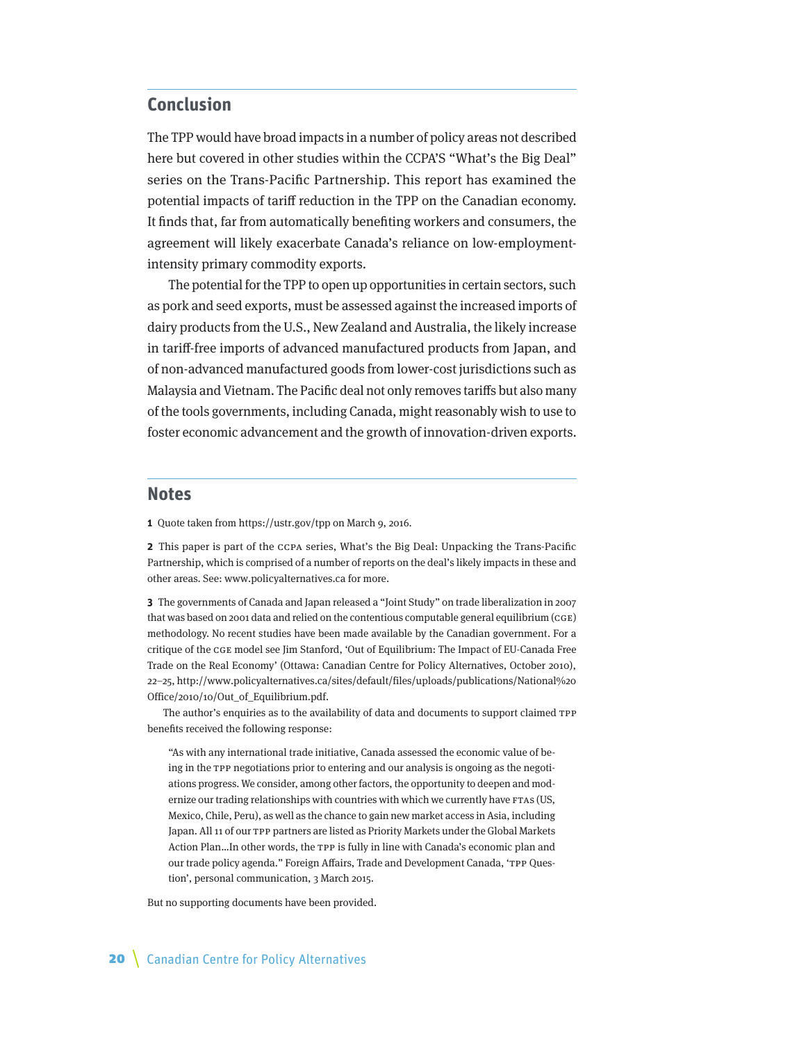## Conclusion

The TPP would have broad impacts in a number of policy areas not described here but covered in other studies within the CCPA'S "What's the Big Deal" series on the Trans-Pacific Partnership. This report has examined the potential impacts of tariff reduction in the TPP on the Canadian economy. It finds that, far from automatically benefiting workers and consumers, the agreement will likely exacerbate Canada's reliance on low-employment-intensity primary commodity exports.

The potential for the TPP to open up opportunities in certain sectors, such as pork and seed exports, must be assessed against the increased imports of dairy products from the U.S., New Zealand and Australia, the likely increase in tariff-free imports of advanced manufactured products from Japan, and of non-advanced manufactured goods from lower-cost jurisdictions such as Malaysia and Vietnam. The Pacific deal not only removes tariffs but also many of the tools governments, including Canada, might reasonably wish to use to foster economic advancement and the growth of innovation-driven exports.

## Notes

**1** Quote taken from https://ustr.gov/tpp on March 9, 2016.

**2** This paper is part of the CCPA series, What's the Big Deal: Unpacking the Trans-Pacific Partnership, which is comprised of a number of reports on the deal's likely impacts in these and other areas. See: www.policyalternatives.ca for more.

**3** The governments of Canada and Japan released a "Joint Study" on trade liberalization in 2007 that was based on 2001 data and relied on the contentious computable general equilibrium (CGE) methodology. No recent studies have been made available by the Canadian government. For a critique of the CGE model see Jim Stanford, 'Out of Equilibrium: The Impact of EU-Canada Free Trade on the Real Economy' (Ottawa: Canadian Centre for Policy Alternatives, October 2010), 22–25, http://www.policyalternatives.ca/sites/default/files/uploads/publications/National%20Office/2010/10/Out_of_Equilibrium.pdf.

The author's enquiries as to the availability of data and documents to support claimed TPP benefits received the following response:

> "As with any international trade initiative, Canada assessed the economic value of being in the TPP negotiations prior to entering and our analysis is ongoing as the negotiations progress. We consider, among other factors, the opportunity to deepen and modernize our trading relationships with countries with which we currently have FTAs (US, Mexico, Chile, Peru), as well as the chance to gain new market access in Asia, including Japan. All 11 of our TPP partners are listed as Priority Markets under the Global Markets Action Plan…In other words, the TPP is fully in line with Canada's economic plan and our trade policy agenda." Foreign Affairs, Trade and Development Canada, 'TPP Question', personal communication, 3 March 2015.

But no supporting documents have been provided.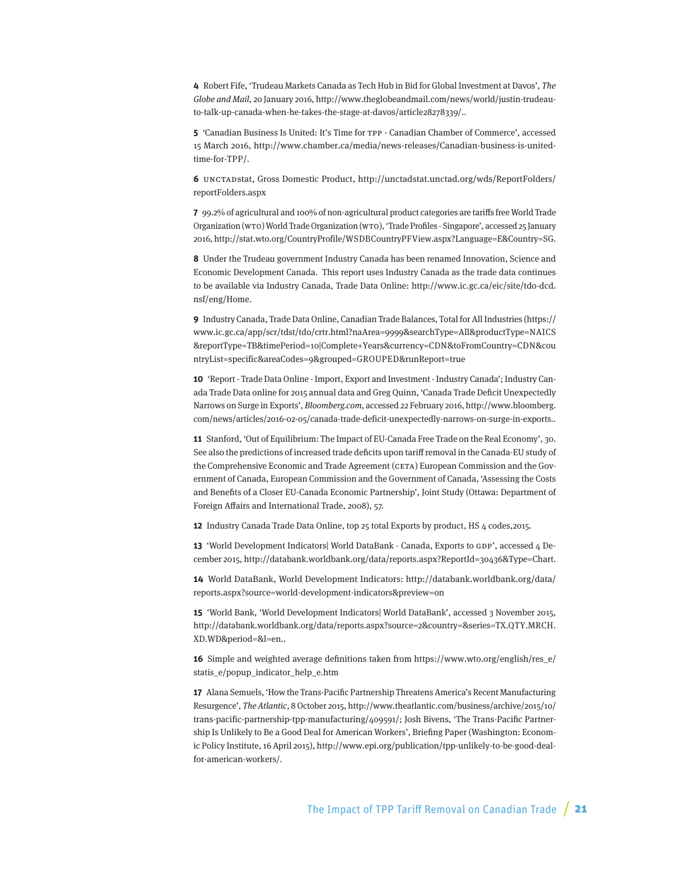**4** Robert Fife, 'Trudeau Markets Canada as Tech Hub in Bid for Global Investment at Davos', *The Globe and Mail*, 20 January 2016, http://www.theglobeandmail.com/news/world/justin-trudeau-to-talk-up-canada-when-he-takes-the-stage-at-davos/article28278339/..

**5** 'Canadian Business Is United: It's Time for TPP · Canadian Chamber of Commerce', accessed 15 March 2016, http://www.chamber.ca/media/news-releases/Canadian-business-is-united-time-for-TPP/.

**6** UNCTADstat, Gross Domestic Product, http://unctadstat.unctad.org/wds/ReportFolders/reportFolders.aspx

**7** 99.2% of agricultural and 100% of non-agricultural product categories are tariffs free World Trade Organization (WTO) World Trade Organization (WTO), 'Trade Profiles - Singapore', accessed 25 January 2016, http://stat.wto.org/CountryProfile/WSDBCountryPFView.aspx?Language=E&Country=SG.

**8** Under the Trudeau government Industry Canada has been renamed Innovation, Science and Economic Development Canada. This report uses Industry Canada as the trade data continues to be available via Industry Canada, Trade Data Online: http://www.ic.gc.ca/eic/site/tdo-dcd.nsf/eng/Home.

**9** Industry Canada, Trade Data Online, Canadian Trade Balances, Total for All Industries (https://www.ic.gc.ca/app/scr/tdst/tdo/crtr.html?naArea=9999&searchType=All&productType=NAICS&reportType=TB&timePeriod=10|Complete+Years&currency=CDN&toFromCountry=CDN&countryList=specific&areaCodes=9&grouped=GROUPED&runReport=true

**10** 'Report - Trade Data Online - Import, Export and Investment - Industry Canada'; Industry Canada Trade Data online for 2015 annual data and Greg Quinn, 'Canada Trade Deficit Unexpectedly Narrows on Surge in Exports', *Bloomberg.com*, accessed 22 February 2016, http://www.bloomberg.com/news/articles/2016-02-05/canada-trade-deficit-unexpectedly-narrows-on-surge-in-exports..

**11** Stanford, 'Out of Equilibrium: The Impact of EU-Canada Free Trade on the Real Economy', 30. See also the predictions of increased trade deficits upon tariff removal in the Canada-EU study of the Comprehensive Economic and Trade Agreement (CETA) European Commission and the Government of Canada, European Commission and the Government of Canada, 'Assessing the Costs and Benefits of a Closer EU-Canada Economic Partnership', Joint Study (Ottawa: Department of Foreign Affairs and International Trade, 2008), 57.

**12** Industry Canada Trade Data Online, top 25 total Exports by product, HS 4 codes,2015.

**13** 'World Development Indicators| World DataBank - Canada, Exports to GDP', accessed 4 December 2015, http://databank.worldbank.org/data/reports.aspx?ReportId=30436&Type=Chart.

**14** World DataBank, World Development Indicators: http://databank.worldbank.org/data/reports.aspx?source=world-development-indicators&preview=on

**15** 'World Bank, 'World Development Indicators| World DataBank', accessed 3 November 2015, http://databank.worldbank.org/data/reports.aspx?source=2&country=&series=TX.QTY.MRCH.XD.WD&period=&l=en..

**16** Simple and weighted average definitions taken from https://www.wto.org/english/res_e/statis_e/popup_indicator_help_e.htm

**17** Alana Semuels, 'How the Trans-Pacific Partnership Threatens America's Recent Manufacturing Resurgence', *The Atlantic*, 8 October 2015, http://www.theatlantic.com/business/archive/2015/10/trans-pacific-partnership-tpp-manufacturing/409591/; Josh Bivens, 'The Trans-Pacific Partnership Is Unlikely to Be a Good Deal for American Workers', Briefing Paper (Washington: Economic Policy Institute, 16 April 2015), http://www.epi.org/publication/tpp-unlikely-to-be-good-deal-for-american-workers/.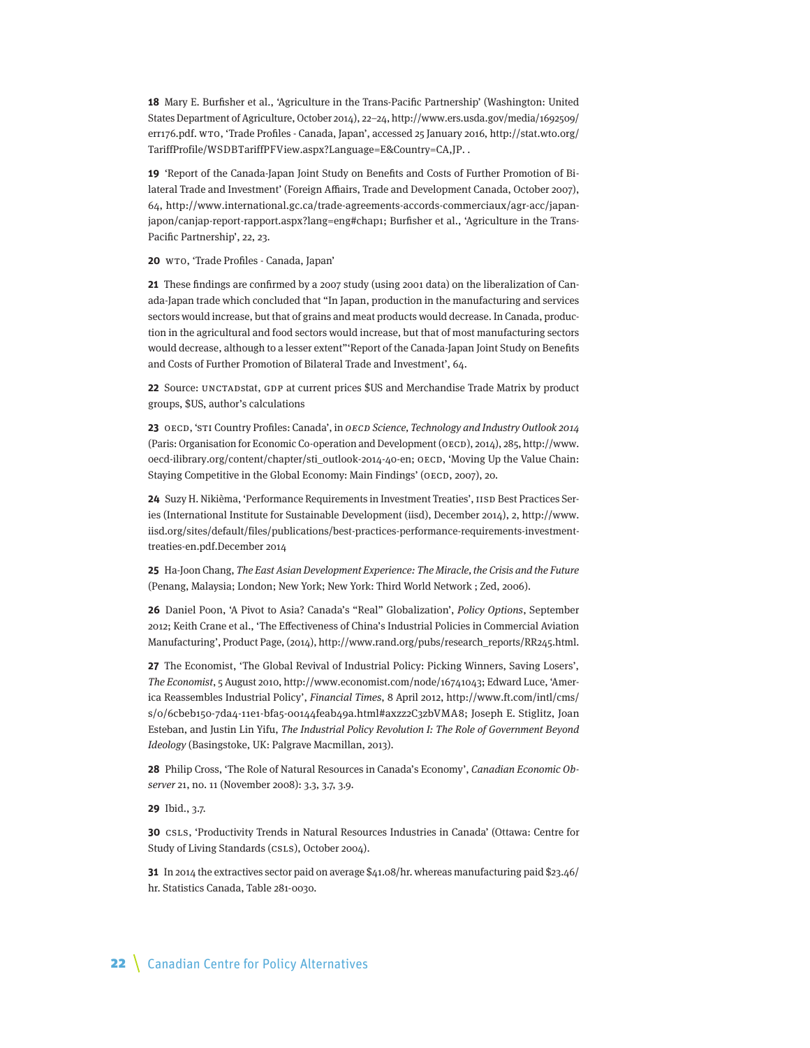**18** Mary E. Burfisher et al., 'Agriculture in the Trans-Pacific Partnership' (Washington: United States Department of Agriculture, October 2014), 22–24, http://www.ers.usda.gov/media/1692509/err176.pdf. WTO, 'Trade Profiles - Canada, Japan', accessed 25 January 2016, http://stat.wto.org/TariffProfile/WSDBTariffPFView.aspx?Language=E&Country=CA,JP. .

**19** 'Report of the Canada-Japan Joint Study on Benefits and Costs of Further Promotion of Bilateral Trade and Investment' (Foreign Affiairs, Trade and Development Canada, October 2007), 64, http://www.international.gc.ca/trade-agreements-accords-commerciaux/agr-acc/japan-japon/canjap-report-rapport.aspx?lang=eng#chap1; Burfisher et al., 'Agriculture in the Trans-Pacific Partnership', 22, 23.

**20** WTO, 'Trade Profiles - Canada, Japan'

**21** These findings are confirmed by a 2007 study (using 2001 data) on the liberalization of Canada-Japan trade which concluded that "In Japan, production in the manufacturing and services sectors would increase, but that of grains and meat products would decrease. In Canada, production in the agricultural and food sectors would increase, but that of most manufacturing sectors would decrease, although to a lesser extent"'Report of the Canada-Japan Joint Study on Benefits and Costs of Further Promotion of Bilateral Trade and Investment', 64.

**22** Source: UNCTADstat, GDP at current prices $US and Merchandise Trade Matrix by product groups, $US, author's calculations

**23** OECD, 'STI Country Profiles: Canada', in *OECD Science, Technology and Industry Outlook 2014* (Paris: Organisation for Economic Co-operation and Development (OECD), 2014), 285, http://www.oecd-ilibrary.org/content/chapter/sti_outlook-2014-40-en; OECD, 'Moving Up the Value Chain: Staying Competitive in the Global Economy: Main Findings' (OECD, 2007), 20.

**24** Suzy H. Nikièma, 'Performance Requirements in Investment Treaties', IISD Best Practices Series (International Institute for Sustainable Development (iisd), December 2014), 2, http://www.iisd.org/sites/default/files/publications/best-practices-performance-requirements-investment-treaties-en.pdf.December 2014

**25** Ha-Joon Chang, *The East Asian Development Experience: The Miracle, the Crisis and the Future* (Penang, Malaysia; London; New York; New York: Third World Network ; Zed, 2006).

**26** Daniel Poon, 'A Pivot to Asia? Canada's "Real" Globalization', *Policy Options*, September 2012; Keith Crane et al., 'The Effectiveness of China's Industrial Policies in Commercial Aviation Manufacturing', Product Page, (2014), http://www.rand.org/pubs/research_reports/RR245.html.

**27** The Economist, 'The Global Revival of Industrial Policy: Picking Winners, Saving Losers', *The Economist*, 5 August 2010, http://www.economist.com/node/16741043; Edward Luce, 'America Reassembles Industrial Policy', *Financial Times*, 8 April 2012, http://www.ft.com/intl/cms/s/0/6cbeb150-7da4-11e1-bfa5-00144feab49a.html#axzz2C3zbVMA8; Joseph E. Stiglitz, Joan Esteban, and Justin Lin Yifu, *The Industrial Policy Revolution I: The Role of Government Beyond Ideology* (Basingstoke, UK: Palgrave Macmillan, 2013).

**28** Philip Cross, 'The Role of Natural Resources in Canada's Economy', *Canadian Economic Observer* 21, no. 11 (November 2008): 3.3, 3.7, 3.9.

**29** Ibid., 3.7.

**30** CSLS, 'Productivity Trends in Natural Resources Industries in Canada' (Ottawa: Centre for Study of Living Standards (CSLS), October 2004).

**31** In 2014 the extractives sector paid on average $41.08/hr. whereas manufacturing paid $23.46/hr. Statistics Canada, Table 281-0030.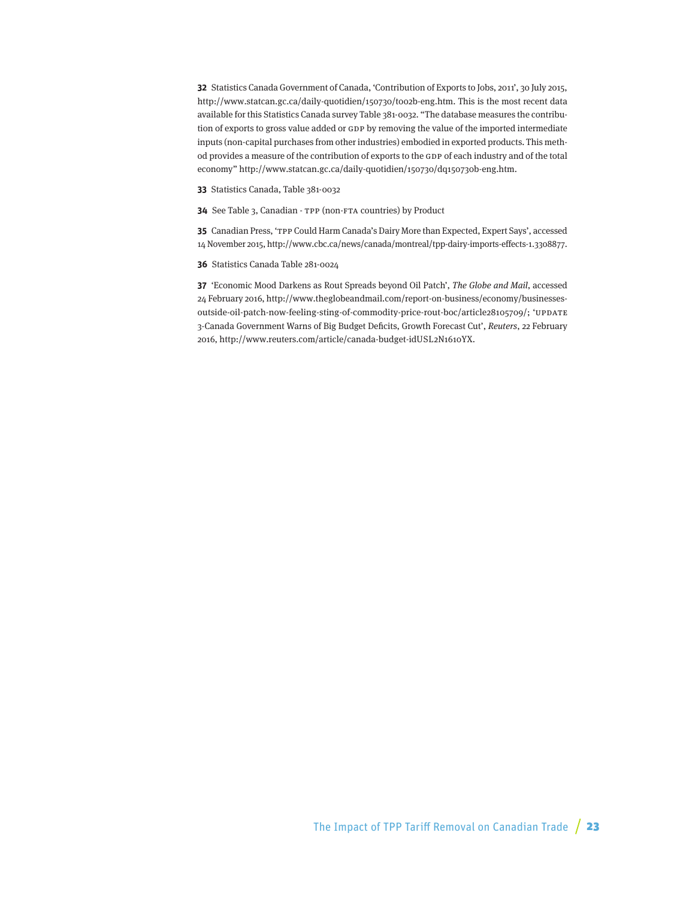**32** Statistics Canada Government of Canada, 'Contribution of Exports to Jobs, 2011', 30 July 2015, http://www.statcan.gc.ca/daily-quotidien/150730/t002b-eng.htm. This is the most recent data available for this Statistics Canada survey Table 381-0032. "The database measures the contribution of exports to gross value added or GDP by removing the value of the imported intermediate inputs (non-capital purchases from other industries) embodied in exported products. This method provides a measure of the contribution of exports to the GDP of each industry and of the total economy" http://www.statcan.gc.ca/daily-quotidien/150730/dq150730b-eng.htm.

**33** Statistics Canada, Table 381-0032

**34** See Table 3, Canadian - TPP (non-FTA countries) by Product

**35** Canadian Press, 'TPP Could Harm Canada's Dairy More than Expected, Expert Says', accessed 14 November 2015, http://www.cbc.ca/news/canada/montreal/tpp-dairy-imports-effects-1.3308877.

**36** Statistics Canada Table 281-0024

**37** 'Economic Mood Darkens as Rout Spreads beyond Oil Patch', *The Globe and Mail*, accessed 24 February 2016, http://www.theglobeandmail.com/report-on-business/economy/businesses-outside-oil-patch-now-feeling-sting-of-commodity-price-rout-boc/article28105709/; 'UPDATE 3-Canada Government Warns of Big Budget Deficits, Growth Forecast Cut', *Reuters*, 22 February 2016, http://www.reuters.com/article/canada-budget-idUSL2N1610YX.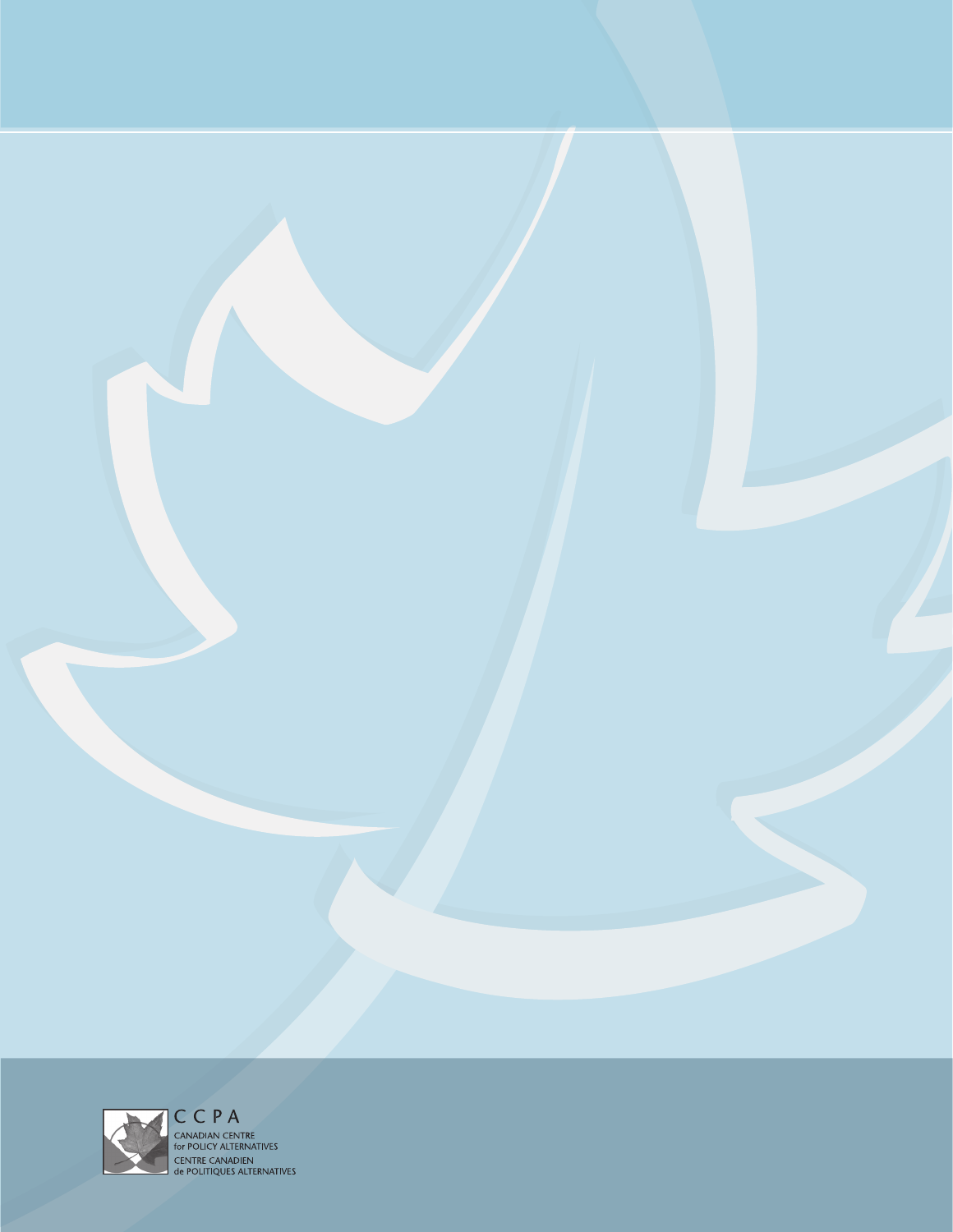CCPA

CANADIAN CENTRE
for POLICY ALTERNATIVES

CENTRE CANADIEN
de POLITIQUES ALTERNATIVES